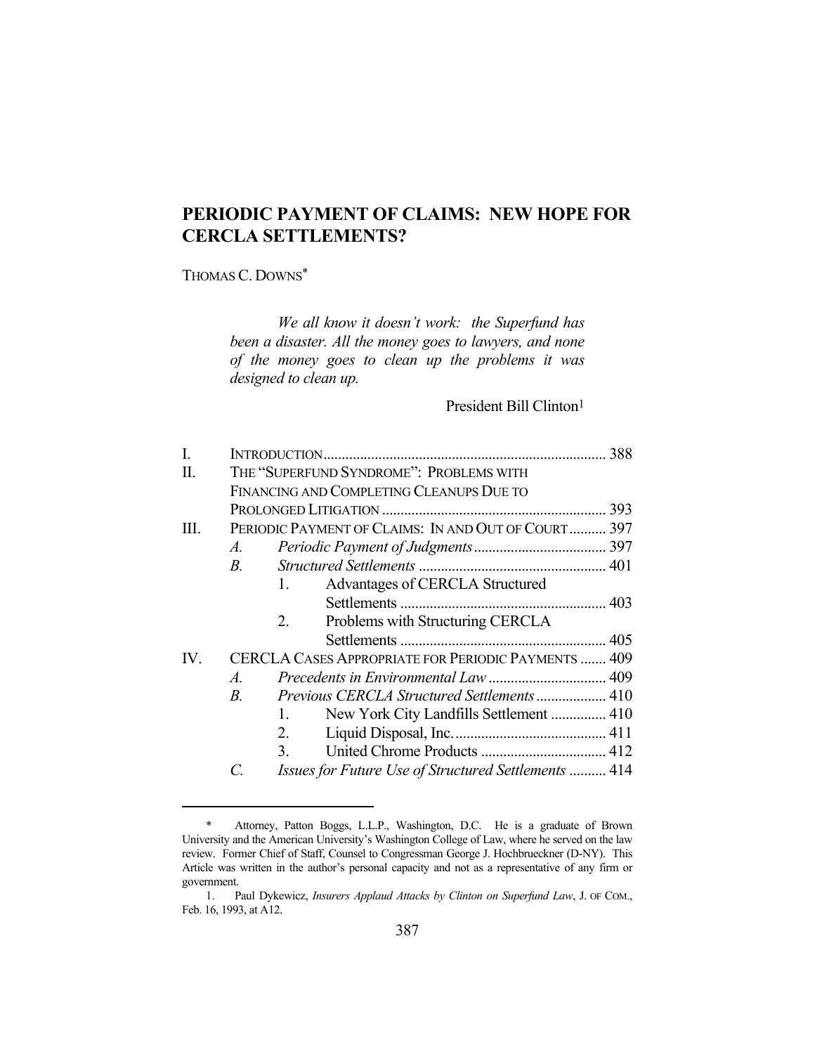# PERIODIC PAYMENT OF CLAIMS: NEW HOPE FOR CERCLA SETTLEMENTS?

THOMAS C. DOWNS*

> *We all know it doesn't work: the Superfund has been a disaster. All the money goes to lawyers, and none of the money goes to clean up the problems it was designed to clean up.*
>
> President Bill Clinton[1]

| | | | |
|---|---|---|---|
| I. | INTRODUCTION | | 388 |
| II. | THE "SUPERFUND SYNDROME": PROBLEMS WITH FINANCING AND COMPLETING CLEANUPS DUE TO PROLONGED LITIGATION | | 393 |
| III. | PERIODIC PAYMENT OF CLAIMS: IN AND OUT OF COURT | | 397 |
| | *A.* | *Periodic Payment of Judgments* | 397 |
| | *B.* | *Structured Settlements* | 401 |
| | | 1. Advantages of CERCLA Structured Settlements | 403 |
| | | 2. Problems with Structuring CERCLA Settlements | 405 |
| IV. | CERCLA CASES APPROPRIATE FOR PERIODIC PAYMENTS | | 409 |
| | *A.* | *Precedents in Environmental Law* | 409 |
| | *B.* | *Previous CERCLA Structured Settlements* | 410 |
| | | 1. New York City Landfills Settlement | 410 |
| | | 2. Liquid Disposal, Inc. | 411 |
| | | 3. United Chrome Products | 412 |
| | *C.* | *Issues for Future Use of Structured Settlements* | 414 |

---

\* Attorney, Patton Boggs, L.L.P., Washington, D.C. He is a graduate of Brown University and the American University's Washington College of Law, where he served on the law review. Former Chief of Staff, Counsel to Congressman George J. Hochbrueckner (D-NY). This Article was written in the author's personal capacity and not as a representative of any firm or government.

1. Paul Dykewicz, *Insurers Applaud Attacks by Clinton on Superfund Law*, J. OF COM., Feb. 16, 1993, at A12.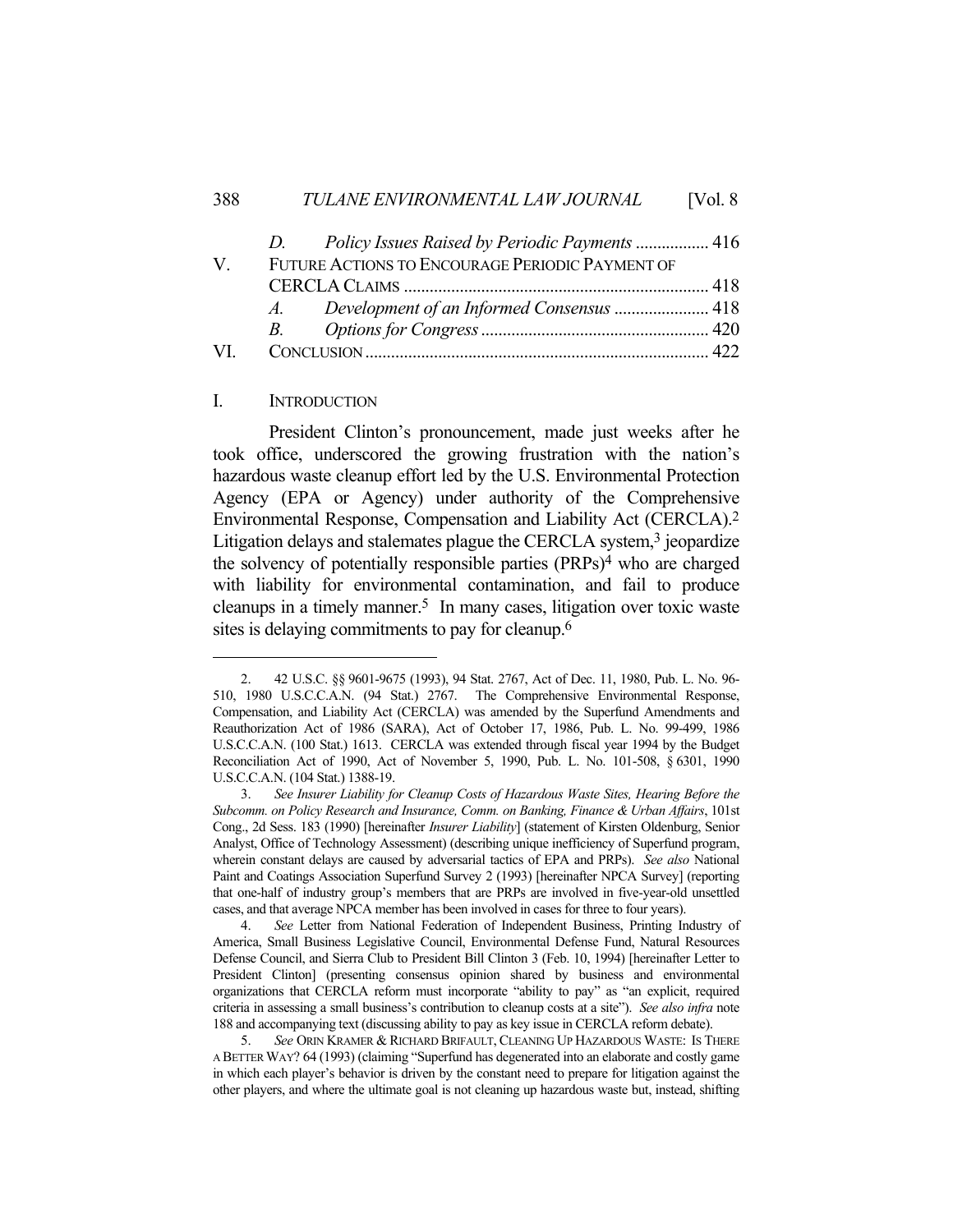| | | |
|---|---|---|
| | D. *Policy Issues Raised by Periodic Payments* | 416 |
| V. | FUTURE ACTIONS TO ENCOURAGE PERIODIC PAYMENT OF CERCLA CLAIMS | 418 |
| | A. *Development of an Informed Consensus* | 418 |
| | B. *Options for Congress* | 420 |
| VI. | CONCLUSION | 422 |

## I. INTRODUCTION

President Clinton's pronouncement, made just weeks after he took office, underscored the growing frustration with the nation's hazardous waste cleanup effort led by the U.S. Environmental Protection Agency (EPA or Agency) under authority of the Comprehensive Environmental Response, Compensation and Liability Act (CERCLA).[2] Litigation delays and stalemates plague the CERCLA system,[3] jeopardize the solvency of potentially responsible parties (PRPs)[4] who are charged with liability for environmental contamination, and fail to produce cleanups in a timely manner.[5] In many cases, litigation over toxic waste sites is delaying commitments to pay for cleanup.[6]

---

2. 42 U.S.C. §§ 9601-9675 (1993), 94 Stat. 2767, Act of Dec. 11, 1980, Pub. L. No. 96-510, 1980 U.S.C.C.A.N. (94 Stat.) 2767. The Comprehensive Environmental Response, Compensation, and Liability Act (CERCLA) was amended by the Superfund Amendments and Reauthorization Act of 1986 (SARA), Act of October 17, 1986, Pub. L. No. 99-499, 1986 U.S.C.C.A.N. (100 Stat.) 1613. CERCLA was extended through fiscal year 1994 by the Budget Reconciliation Act of 1990, Act of November 5, 1990, Pub. L. No. 101-508, § 6301, 1990 U.S.C.C.A.N. (104 Stat.) 1388-19.

3. *See Insurer Liability for Cleanup Costs of Hazardous Waste Sites, Hearing Before the Subcomm. on Policy Research and Insurance, Comm. on Banking, Finance & Urban Affairs*, 101st Cong., 2d Sess. 183 (1990) [hereinafter *Insurer Liability*] (statement of Kirsten Oldenburg, Senior Analyst, Office of Technology Assessment) (describing unique inefficiency of Superfund program, wherein constant delays are caused by adversarial tactics of EPA and PRPs). *See also* National Paint and Coatings Association Superfund Survey 2 (1993) [hereinafter NPCA Survey] (reporting that one-half of industry group's members that are PRPs are involved in five-year-old unsettled cases, and that average NPCA member has been involved in cases for three to four years).

4. *See* Letter from National Federation of Independent Business, Printing Industry of America, Small Business Legislative Council, Environmental Defense Fund, Natural Resources Defense Council, and Sierra Club to President Bill Clinton 3 (Feb. 10, 1994) [hereinafter Letter to President Clinton] (presenting consensus opinion shared by business and environmental organizations that CERCLA reform must incorporate "ability to pay" as "an explicit, required criteria in assessing a small business's contribution to cleanup costs at a site"). *See also infra* note 188 and accompanying text (discussing ability to pay as key issue in CERCLA reform debate).

5. *See* ORIN KRAMER & RICHARD BRIFAULT, CLEANING UP HAZARDOUS WASTE: IS THERE A BETTER WAY? 64 (1993) (claiming "Superfund has degenerated into an elaborate and costly game in which each player's behavior is driven by the constant need to prepare for litigation against the other players, and where the ultimate goal is not cleaning up hazardous waste but, instead, shifting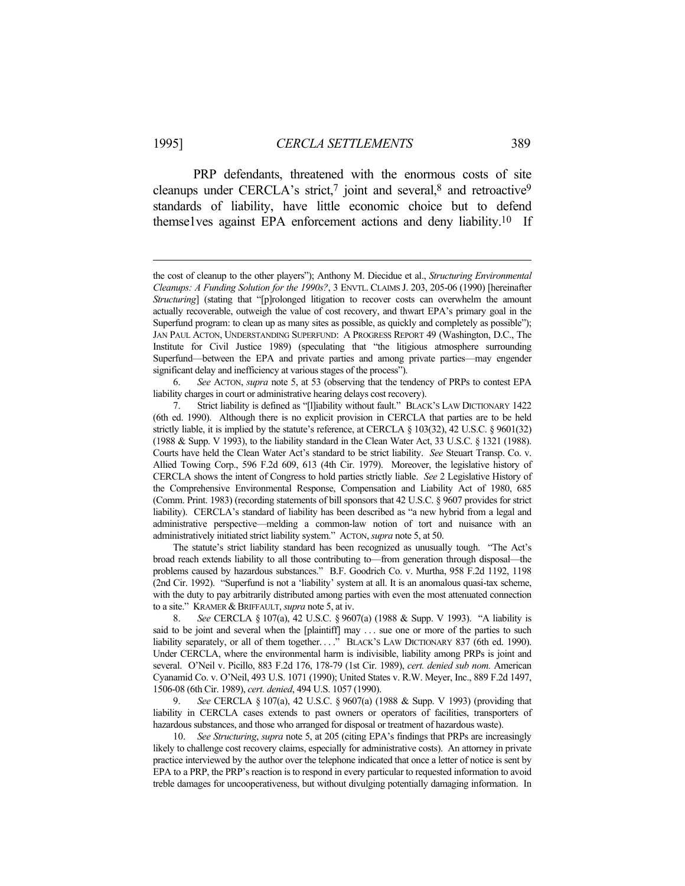PRP defendants, threatened with the enormous costs of site cleanups under CERCLA's strict,[7] joint and several,[8] and retroactive[9] standards of liability, have little economic choice but to defend themse1ves against EPA enforcement actions and deny liability.[10] If

---

the cost of cleanup to the other players"); Anthony M. Diecidue et al., *Structuring Environmental Cleanups: A Funding Solution for the 1990s?*, 3 ENVTL. CLAIMS J. 203, 205-06 (1990) [hereinafter *Structuring*] (stating that "[p]rolonged litigation to recover costs can overwhelm the amount actually recoverable, outweigh the value of cost recovery, and thwart EPA's primary goal in the Superfund program: to clean up as many sites as possible, as quickly and completely as possible"); JAN PAUL ACTON, UNDERSTANDING SUPERFUND: A PROGRESS REPORT 49 (Washington, D.C., The Institute for Civil Justice 1989) (speculating that "the litigious atmosphere surrounding Superfund—between the EPA and private parties and among private parties—may engender significant delay and inefficiency at various stages of the process").

6. *See* ACTON, *supra* note 5, at 53 (observing that the tendency of PRPs to contest EPA liability charges in court or administrative hearing delays cost recovery).

7. Strict liability is defined as "[l]iability without fault." BLACK'S LAW DICTIONARY 1422 (6th ed. 1990). Although there is no explicit provision in CERCLA that parties are to be held strictly liable, it is implied by the statute's reference, at CERCLA § 103(32), 42 U.S.C. § 9601(32) (1988 & Supp. V 1993), to the liability standard in the Clean Water Act, 33 U.S.C. § 1321 (1988). Courts have held the Clean Water Act's standard to be strict liability. *See* Steuart Transp. Co. v. Allied Towing Corp., 596 F.2d 609, 613 (4th Cir. 1979). Moreover, the legislative history of CERCLA shows the intent of Congress to hold parties strictly liable. *See* 2 Legislative History of the Comprehensive Environmental Response, Compensation and Liability Act of 1980, 685 (Comm. Print. 1983) (recording statements of bill sponsors that 42 U.S.C. § 9607 provides for strict liability). CERCLA's standard of liability has been described as "a new hybrid from a legal and administrative perspective—melding a common-law notion of tort and nuisance with an administratively initiated strict liability system." ACTON, *supra* note 5, at 50.

The statute's strict liability standard has been recognized as unusually tough. "The Act's broad reach extends liability to all those contributing to—from generation through disposal—the problems caused by hazardous substances." B.F. Goodrich Co. v. Murtha, 958 F.2d 1192, 1198 (2nd Cir. 1992). "Superfund is not a 'liability' system at all. It is an anomalous quasi-tax scheme, with the duty to pay arbitrarily distributed among parties with even the most attenuated connection to a site." KRAMER & BRIFFAULT, *supra* note 5, at iv.

8. *See* CERCLA § 107(a), 42 U.S.C. § 9607(a) (1988 & Supp. V 1993). "A liability is said to be joint and several when the [plaintiff] may . . . sue one or more of the parties to such liability separately, or all of them together. . . ." BLACK'S LAW DICTIONARY 837 (6th ed. 1990). Under CERCLA, where the environmental harm is indivisible, liability among PRPs is joint and several. O'Neil v. Picillo, 883 F.2d 176, 178-79 (1st Cir. 1989), *cert. denied sub nom.* American Cyanamid Co. v. O'Neil, 493 U.S. 1071 (1990); United States v. R.W. Meyer, Inc., 889 F.2d 1497, 1506-08 (6th Cir. 1989), *cert. denied*, 494 U.S. 1057 (1990).

9. *See* CERCLA § 107(a), 42 U.S.C. § 9607(a) (1988 & Supp. V 1993) (providing that liability in CERCLA cases extends to past owners or operators of facilities, transporters of hazardous substances, and those who arranged for disposal or treatment of hazardous waste).

10. *See Structuring*, *supra* note 5, at 205 (citing EPA's findings that PRPs are increasingly likely to challenge cost recovery claims, especially for administrative costs). An attorney in private practice interviewed by the author over the telephone indicated that once a letter of notice is sent by EPA to a PRP, the PRP's reaction is to respond in every particular to requested information to avoid treble damages for uncooperativeness, but without divulging potentially damaging information. In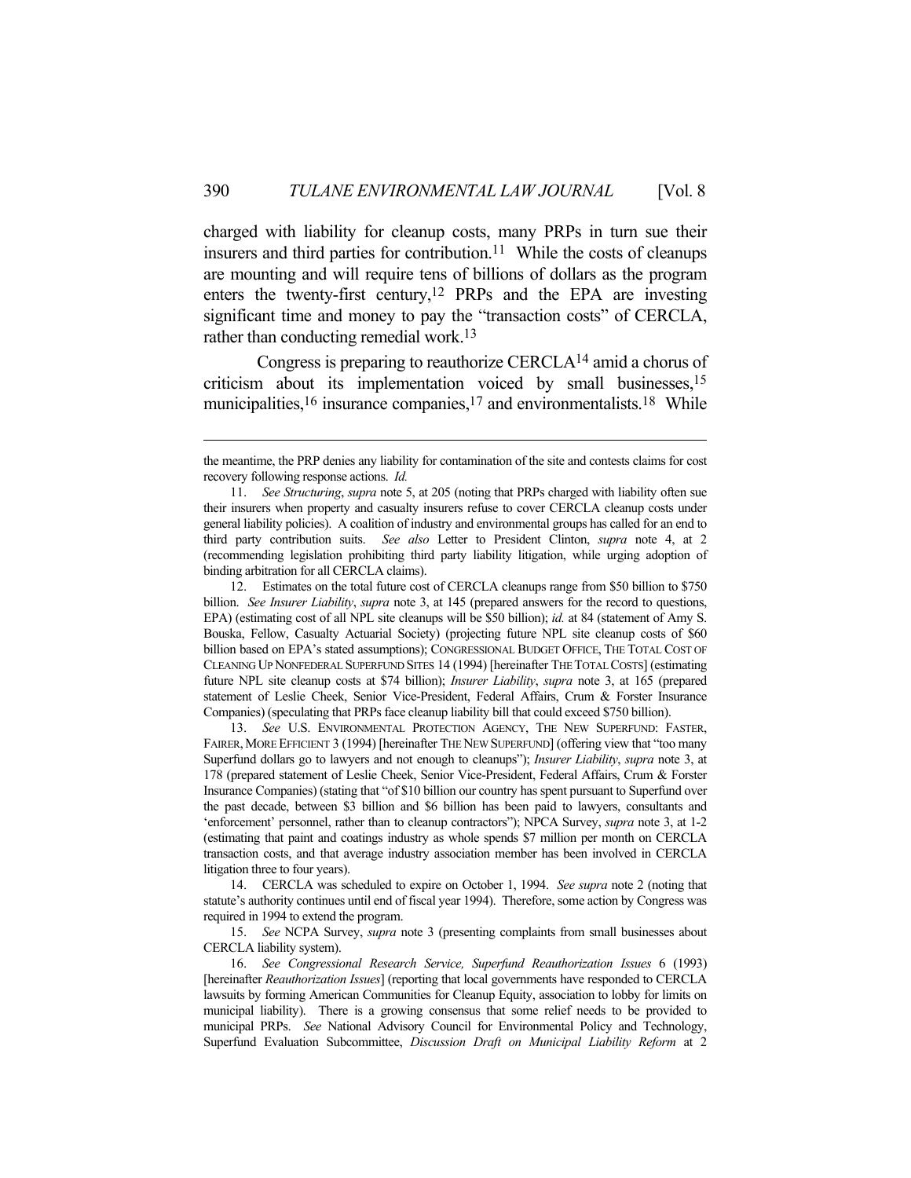charged with liability for cleanup costs, many PRPs in turn sue their insurers and third parties for contribution.[11] While the costs of cleanups are mounting and will require tens of billions of dollars as the program enters the twenty-first century,[12] PRPs and the EPA are investing significant time and money to pay the "transaction costs" of CERCLA, rather than conducting remedial work.[13]

Congress is preparing to reauthorize CERCLA[14] amid a chorus of criticism about its implementation voiced by small businesses,[15] municipalities,[16] insurance companies,[17] and environmentalists.[18] While

---

the meantime, the PRP denies any liability for contamination of the site and contests claims for cost recovery following response actions. *Id.*

11. *See Structuring*, *supra* note 5, at 205 (noting that PRPs charged with liability often sue their insurers when property and casualty insurers refuse to cover CERCLA cleanup costs under general liability policies). A coalition of industry and environmental groups has called for an end to third party contribution suits. *See also* Letter to President Clinton, *supra* note 4, at 2 (recommending legislation prohibiting third party liability litigation, while urging adoption of binding arbitration for all CERCLA claims).

12. Estimates on the total future cost of CERCLA cleanups range from $50 billion to $750 billion. *See Insurer Liability*, *supra* note 3, at 145 (prepared answers for the record to questions, EPA) (estimating cost of all NPL site cleanups will be $50 billion); *id.* at 84 (statement of Amy S. Bouska, Fellow, Casualty Actuarial Society) (projecting future NPL site cleanup costs of $60 billion based on EPA's stated assumptions); CONGRESSIONAL BUDGET OFFICE, THE TOTAL COST OF CLEANING UP NONFEDERAL SUPERFUND SITES 14 (1994) [hereinafter THE TOTAL COSTS] (estimating future NPL site cleanup costs at $74 billion); *Insurer Liability*, *supra* note 3, at 165 (prepared statement of Leslie Cheek, Senior Vice-President, Federal Affairs, Crum & Forster Insurance Companies) (speculating that PRPs face cleanup liability bill that could exceed $750 billion).

13. *See* U.S. ENVIRONMENTAL PROTECTION AGENCY, THE NEW SUPERFUND: FASTER, FAIRER, MORE EFFICIENT 3 (1994) [hereinafter THE NEW SUPERFUND] (offering view that "too many Superfund dollars go to lawyers and not enough to cleanups"); *Insurer Liability*, *supra* note 3, at 178 (prepared statement of Leslie Cheek, Senior Vice-President, Federal Affairs, Crum & Forster Insurance Companies) (stating that "of $10 billion our country has spent pursuant to Superfund over the past decade, between $3 billion and $6 billion has been paid to lawyers, consultants and 'enforcement' personnel, rather than to cleanup contractors"); NPCA Survey, *supra* note 3, at 1-2 (estimating that paint and coatings industry as whole spends $7 million per month on CERCLA transaction costs, and that average industry association member has been involved in CERCLA litigation three to four years).

14. CERCLA was scheduled to expire on October 1, 1994. *See supra* note 2 (noting that statute's authority continues until end of fiscal year 1994). Therefore, some action by Congress was required in 1994 to extend the program.

15. *See* NCPA Survey, *supra* note 3 (presenting complaints from small businesses about CERCLA liability system).

16. *See Congressional Research Service, Superfund Reauthorization Issues* 6 (1993) [hereinafter *Reauthorization Issues*] (reporting that local governments have responded to CERCLA lawsuits by forming American Communities for Cleanup Equity, association to lobby for limits on municipal liability). There is a growing consensus that some relief needs to be provided to municipal PRPs. *See* National Advisory Council for Environmental Policy and Technology, Superfund Evaluation Subcommittee, *Discussion Draft on Municipal Liability Reform* at 2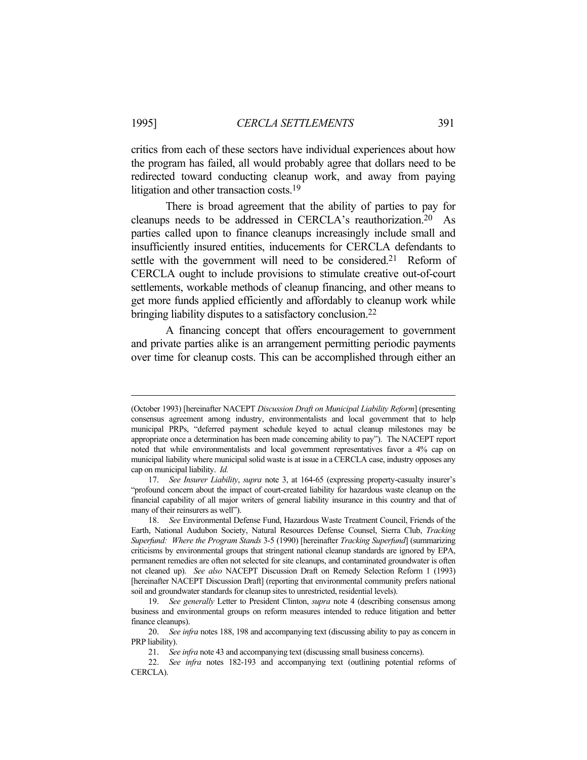critics from each of these sectors have individual experiences about how the program has failed, all would probably agree that dollars need to be redirected toward conducting cleanup work, and away from paying litigation and other transaction costs.[19]

There is broad agreement that the ability of parties to pay for cleanups needs to be addressed in CERCLA's reauthorization.[20] As parties called upon to finance cleanups increasingly include small and insufficiently insured entities, inducements for CERCLA defendants to settle with the government will need to be considered.[21] Reform of CERCLA ought to include provisions to stimulate creative out-of-court settlements, workable methods of cleanup financing, and other means to get more funds applied efficiently and affordably to cleanup work while bringing liability disputes to a satisfactory conclusion.[22]

A financing concept that offers encouragement to government and private parties alike is an arrangement permitting periodic payments over time for cleanup costs. This can be accomplished through either an

---

(October 1993) [hereinafter NACEPT *Discussion Draft on Municipal Liability Reform*] (presenting consensus agreement among industry, environmentalists and local government that to help municipal PRPs, "deferred payment schedule keyed to actual cleanup milestones may be appropriate once a determination has been made concerning ability to pay"). The NACEPT report noted that while environmentalists and local government representatives favor a 4% cap on municipal liability where municipal solid waste is at issue in a CERCLA case, industry opposes any cap on municipal liability. *Id.*

17. *See Insurer Liability*, *supra* note 3, at 164-65 (expressing property-casualty insurer's "profound concern about the impact of court-created liability for hazardous waste cleanup on the financial capability of all major writers of general liability insurance in this country and that of many of their reinsurers as well").

18. *See* Environmental Defense Fund, Hazardous Waste Treatment Council, Friends of the Earth, National Audubon Society, Natural Resources Defense Counsel, Sierra Club, *Tracking Superfund: Where the Program Stands* 3-5 (1990) [hereinafter *Tracking Superfund*] (summarizing criticisms by environmental groups that stringent national cleanup standards are ignored by EPA, permanent remedies are often not selected for site cleanups, and contaminated groundwater is often not cleaned up). *See also* NACEPT Discussion Draft on Remedy Selection Reform 1 (1993) [hereinafter NACEPT Discussion Draft] (reporting that environmental community prefers national soil and groundwater standards for cleanup sites to unrestricted, residential levels).

19. *See generally* Letter to President Clinton, *supra* note 4 (describing consensus among business and environmental groups on reform measures intended to reduce litigation and better finance cleanups).

20. *See infra* notes 188, 198 and accompanying text (discussing ability to pay as concern in PRP liability).

21. *See infra* note 43 and accompanying text (discussing small business concerns).

22. *See infra* notes 182-193 and accompanying text (outlining potential reforms of CERCLA).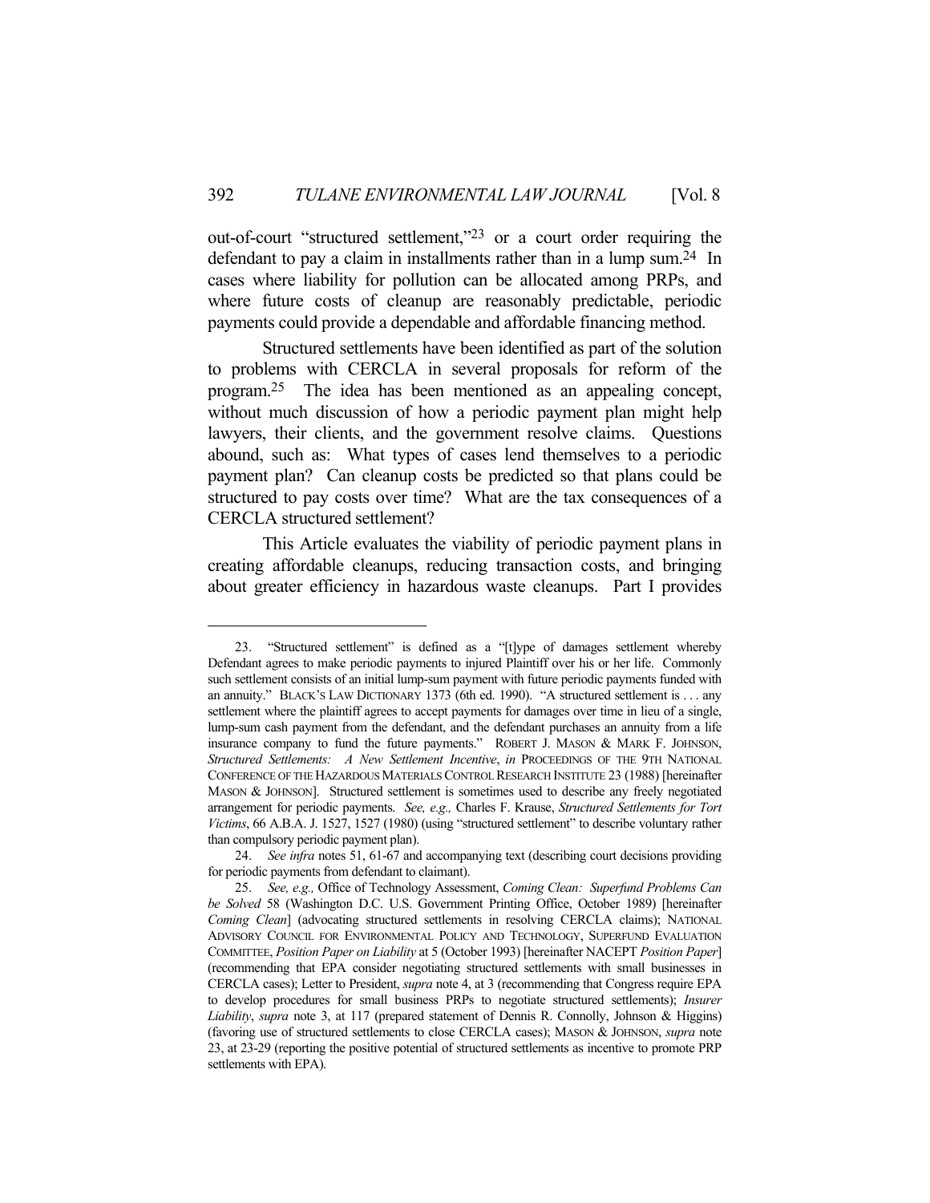out-of-court "structured settlement,"[23] or a court order requiring the defendant to pay a claim in installments rather than in a lump sum.[24] In cases where liability for pollution can be allocated among PRPs, and where future costs of cleanup are reasonably predictable, periodic payments could provide a dependable and affordable financing method.

Structured settlements have been identified as part of the solution to problems with CERCLA in several proposals for reform of the program.[25] The idea has been mentioned as an appealing concept, without much discussion of how a periodic payment plan might help lawyers, their clients, and the government resolve claims. Questions abound, such as: What types of cases lend themselves to a periodic payment plan? Can cleanup costs be predicted so that plans could be structured to pay costs over time? What are the tax consequences of a CERCLA structured settlement?

This Article evaluates the viability of periodic payment plans in creating affordable cleanups, reducing transaction costs, and bringing about greater efficiency in hazardous waste cleanups. Part I provides

---

23. "Structured settlement" is defined as a "[t]ype of damages settlement whereby Defendant agrees to make periodic payments to injured Plaintiff over his or her life. Commonly such settlement consists of an initial lump-sum payment with future periodic payments funded with an annuity." BLACK'S LAW DICTIONARY 1373 (6th ed. 1990). "A structured settlement is . . . any settlement where the plaintiff agrees to accept payments for damages over time in lieu of a single, lump-sum cash payment from the defendant, and the defendant purchases an annuity from a life insurance company to fund the future payments." ROBERT J. MASON & MARK F. JOHNSON, *Structured Settlements: A New Settlement Incentive*, *in* PROCEEDINGS OF THE 9TH NATIONAL CONFERENCE OF THE HAZARDOUS MATERIALS CONTROL RESEARCH INSTITUTE 23 (1988) [hereinafter MASON & JOHNSON]. Structured settlement is sometimes used to describe any freely negotiated arrangement for periodic payments. *See, e.g.,* Charles F. Krause, *Structured Settlements for Tort Victims*, 66 A.B.A. J. 1527, 1527 (1980) (using "structured settlement" to describe voluntary rather than compulsory periodic payment plan).

24. *See infra* notes 51, 61-67 and accompanying text (describing court decisions providing for periodic payments from defendant to claimant).

25. *See, e.g.,* Office of Technology Assessment, *Coming Clean: Superfund Problems Can be Solved* 58 (Washington D.C. U.S. Government Printing Office, October 1989) [hereinafter *Coming Clean*] (advocating structured settlements in resolving CERCLA claims); NATIONAL ADVISORY COUNCIL FOR ENVIRONMENTAL POLICY AND TECHNOLOGY, SUPERFUND EVALUATION COMMITTEE, *Position Paper on Liability* at 5 (October 1993) [hereinafter NACEPT *Position Paper*] (recommending that EPA consider negotiating structured settlements with small businesses in CERCLA cases); Letter to President, *supra* note 4, at 3 (recommending that Congress require EPA to develop procedures for small business PRPs to negotiate structured settlements); *Insurer Liability*, *supra* note 3, at 117 (prepared statement of Dennis R. Connolly, Johnson & Higgins) (favoring use of structured settlements to close CERCLA cases); MASON & JOHNSON, *supra* note 23, at 23-29 (reporting the positive potential of structured settlements as incentive to promote PRP settlements with EPA).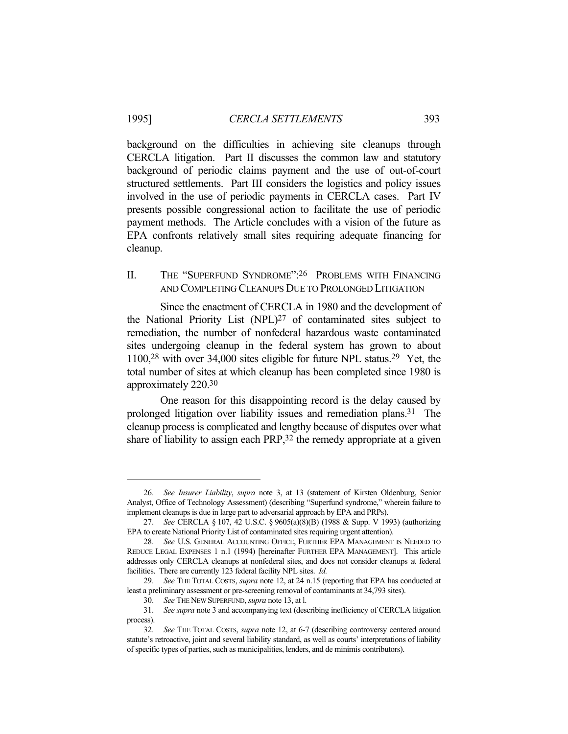background on the difficulties in achieving site cleanups through CERCLA litigation. Part II discusses the common law and statutory background of periodic claims payment and the use of out-of-court structured settlements. Part III considers the logistics and policy issues involved in the use of periodic payments in CERCLA cases. Part IV presents possible congressional action to facilitate the use of periodic payment methods. The Article concludes with a vision of the future as EPA confronts relatively small sites requiring adequate financing for cleanup.

## II. THE "SUPERFUND SYNDROME":[26] PROBLEMS WITH FINANCING AND COMPLETING CLEANUPS DUE TO PROLONGED LITIGATION

Since the enactment of CERCLA in 1980 and the development of the National Priority List (NPL)[27] of contaminated sites subject to remediation, the number of nonfederal hazardous waste contaminated sites undergoing cleanup in the federal system has grown to about 1100,[28] with over 34,000 sites eligible for future NPL status.[29] Yet, the total number of sites at which cleanup has been completed since 1980 is approximately 220.[30]

One reason for this disappointing record is the delay caused by prolonged litigation over liability issues and remediation plans.[31] The cleanup process is complicated and lengthy because of disputes over what share of liability to assign each PRP,[32] the remedy appropriate at a given

---

26. *See Insurer Liability*, *supra* note 3, at 13 (statement of Kirsten Oldenburg, Senior Analyst, Office of Technology Assessment) (describing "Superfund syndrome," wherein failure to implement cleanups is due in large part to adversarial approach by EPA and PRPs).

27. *See* CERCLA § 107, 42 U.S.C. § 9605(a)(8)(B) (1988 & Supp. V 1993) (authorizing EPA to create National Priority List of contaminated sites requiring urgent attention).

28. *See* U.S. GENERAL ACCOUNTING OFFICE, FURTHER EPA MANAGEMENT IS NEEDED TO REDUCE LEGAL EXPENSES 1 n.1 (1994) [hereinafter FURTHER EPA MANAGEMENT]. This article addresses only CERCLA cleanups at nonfederal sites, and does not consider cleanups at federal facilities. There are currently 123 federal facility NPL sites. *Id.*

29. *See* THE TOTAL COSTS, *supra* note 12, at 24 n.15 (reporting that EPA has conducted at least a preliminary assessment or pre-screening removal of contaminants at 34,793 sites).

30. *See* THE NEW SUPERFUND, *supra* note 13, at l.

31. *See supra* note 3 and accompanying text (describing inefficiency of CERCLA litigation process).

32. *See* THE TOTAL COSTS, *supra* note 12, at 6-7 (describing controversy centered around statute's retroactive, joint and several liability standard, as well as courts' interpretations of liability of specific types of parties, such as municipalities, lenders, and de minimis contributors).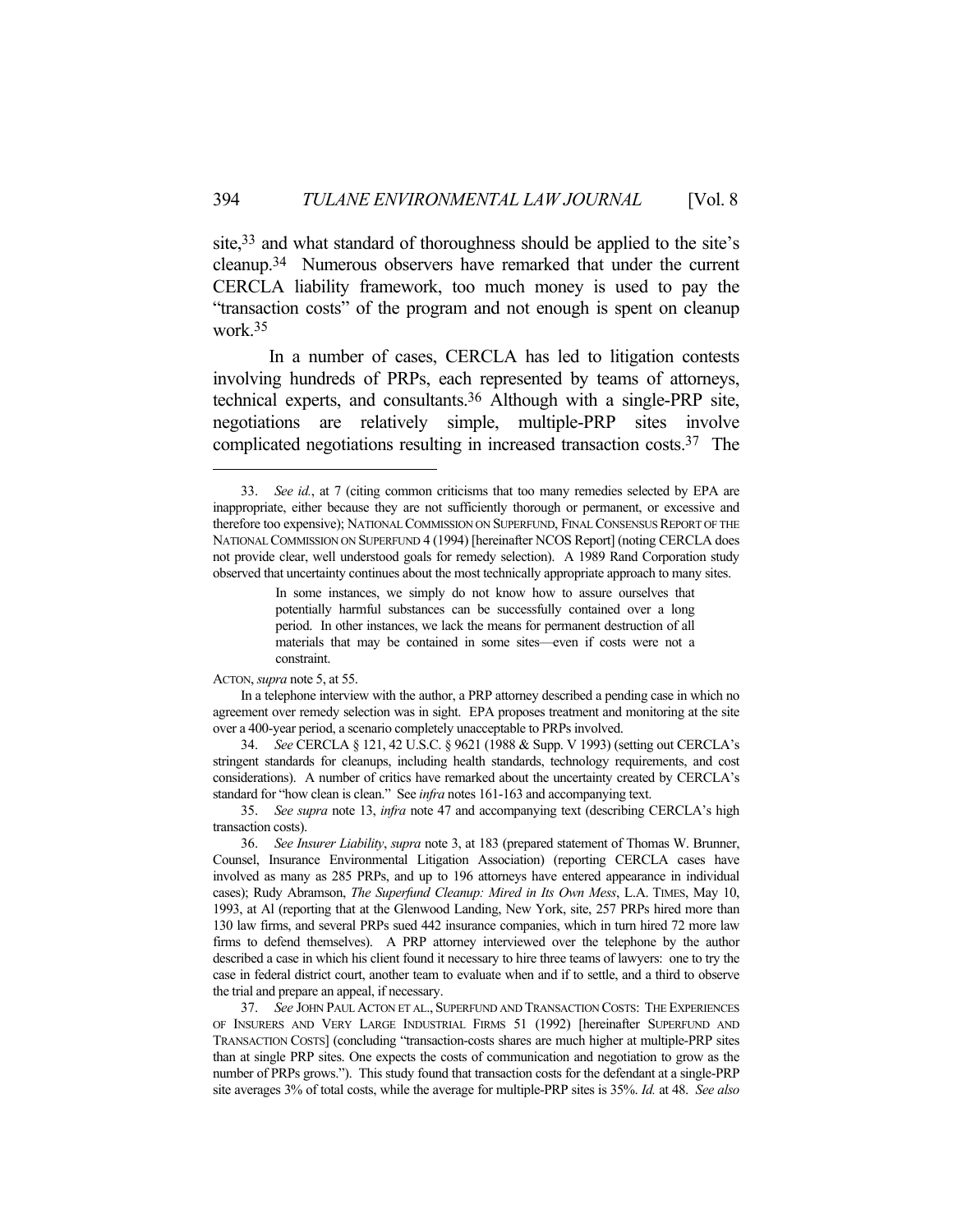site,[33] and what standard of thoroughness should be applied to the site's cleanup.[34] Numerous observers have remarked that under the current CERCLA liability framework, too much money is used to pay the "transaction costs" of the program and not enough is spent on cleanup work.[35]

In a number of cases, CERCLA has led to litigation contests involving hundreds of PRPs, each represented by teams of attorneys, technical experts, and consultants.[36] Although with a single-PRP site, negotiations are relatively simple, multiple-PRP sites involve complicated negotiations resulting in increased transaction costs.[37] The

---

33. *See id.*, at 7 (citing common criticisms that too many remedies selected by EPA are inappropriate, either because they are not sufficiently thorough or permanent, or excessive and therefore too expensive); NATIONAL COMMISSION ON SUPERFUND, FINAL CONSENSUS REPORT OF THE NATIONAL COMMISSION ON SUPERFUND 4 (1994) [hereinafter NCOS Report] (noting CERCLA does not provide clear, well understood goals for remedy selection). A 1989 Rand Corporation study observed that uncertainty continues about the most technically appropriate approach to many sites.

> In some instances, we simply do not know how to assure ourselves that potentially harmful substances can be successfully contained over a long period. In other instances, we lack the means for permanent destruction of all materials that may be contained in some sites—even if costs were not a constraint.

ACTON, *supra* note 5, at 55.

In a telephone interview with the author, a PRP attorney described a pending case in which no agreement over remedy selection was in sight. EPA proposes treatment and monitoring at the site over a 400-year period, a scenario completely unacceptable to PRPs involved.

34. *See* CERCLA § 121, 42 U.S.C. § 9621 (1988 & Supp. V 1993) (setting out CERCLA's stringent standards for cleanups, including health standards, technology requirements, and cost considerations). A number of critics have remarked about the uncertainty created by CERCLA's standard for "how clean is clean." See *infra* notes 161-163 and accompanying text.

35. *See supra* note 13, *infra* note 47 and accompanying text (describing CERCLA's high transaction costs).

36. *See Insurer Liability*, *supra* note 3, at 183 (prepared statement of Thomas W. Brunner, Counsel, Insurance Environmental Litigation Association) (reporting CERCLA cases have involved as many as 285 PRPs, and up to 196 attorneys have entered appearance in individual cases); Rudy Abramson, *The Superfund Cleanup: Mired in Its Own Mess*, L.A. TIMES, May 10, 1993, at Al (reporting that at the Glenwood Landing, New York, site, 257 PRPs hired more than 130 law firms, and several PRPs sued 442 insurance companies, which in turn hired 72 more law firms to defend themselves). A PRP attorney interviewed over the telephone by the author described a case in which his client found it necessary to hire three teams of lawyers: one to try the case in federal district court, another team to evaluate when and if to settle, and a third to observe the trial and prepare an appeal, if necessary.

37. *See* JOHN PAUL ACTON ET AL., SUPERFUND AND TRANSACTION COSTS: THE EXPERIENCES OF INSURERS AND VERY LARGE INDUSTRIAL FIRMS 51 (1992) [hereinafter SUPERFUND AND TRANSACTION COSTS] (concluding "transaction-costs shares are much higher at multiple-PRP sites than at single PRP sites. One expects the costs of communication and negotiation to grow as the number of PRPs grows."). This study found that transaction costs for the defendant at a single-PRP site averages 3% of total costs, while the average for multiple-PRP sites is 35%. *Id.* at 48. *See also*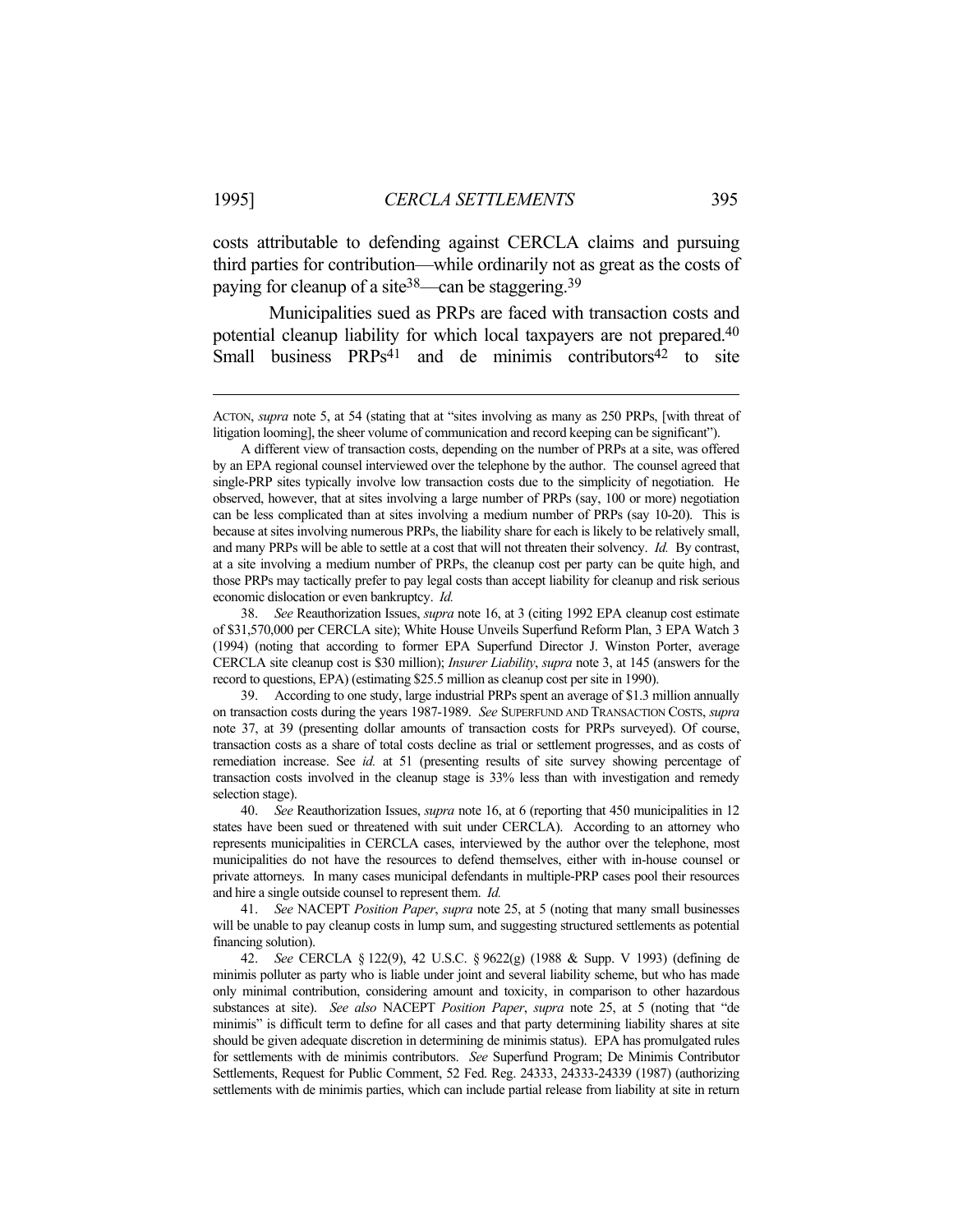costs attributable to defending against CERCLA claims and pursuing third parties for contribution—while ordinarily not as great as the costs of paying for cleanup of a site[38]—can be staggering.[39]

Municipalities sued as PRPs are faced with transaction costs and potential cleanup liability for which local taxpayers are not prepared.[40] Small business PRPs[41] and de minimis contributors[42] to site

---

ACTON, *supra* note 5, at 54 (stating that at "sites involving as many as 250 PRPs, [with threat of litigation looming], the sheer volume of communication and record keeping can be significant").

A different view of transaction costs, depending on the number of PRPs at a site, was offered by an EPA regional counsel interviewed over the telephone by the author. The counsel agreed that single-PRP sites typically involve low transaction costs due to the simplicity of negotiation. He observed, however, that at sites involving a large number of PRPs (say, 100 or more) negotiation can be less complicated than at sites involving a medium number of PRPs (say 10-20). This is because at sites involving numerous PRPs, the liability share for each is likely to be relatively small, and many PRPs will be able to settle at a cost that will not threaten their solvency. *Id.* By contrast, at a site involving a medium number of PRPs, the cleanup cost per party can be quite high, and those PRPs may tactically prefer to pay legal costs than accept liability for cleanup and risk serious economic dislocation or even bankruptcy. *Id.*

38. *See* Reauthorization Issues, *supra* note 16, at 3 (citing 1992 EPA cleanup cost estimate of $31,570,000 per CERCLA site); White House Unveils Superfund Reform Plan, 3 EPA Watch 3 (1994) (noting that according to former EPA Superfund Director J. Winston Porter, average CERCLA site cleanup cost is $30 million); *Insurer Liability*, *supra* note 3, at 145 (answers for the record to questions, EPA) (estimating $25.5 million as cleanup cost per site in 1990).

39. According to one study, large industrial PRPs spent an average of $1.3 million annually on transaction costs during the years 1987-1989. *See* SUPERFUND AND TRANSACTION COSTS, *supra* note 37, at 39 (presenting dollar amounts of transaction costs for PRPs surveyed). Of course, transaction costs as a share of total costs decline as trial or settlement progresses, and as costs of remediation increase. See *id.* at 51 (presenting results of site survey showing percentage of transaction costs involved in the cleanup stage is 33% less than with investigation and remedy selection stage).

40. *See* Reauthorization Issues, *supra* note 16, at 6 (reporting that 450 municipalities in 12 states have been sued or threatened with suit under CERCLA). According to an attorney who represents municipalities in CERCLA cases, interviewed by the author over the telephone, most municipalities do not have the resources to defend themselves, either with in-house counsel or private attorneys. In many cases municipal defendants in multiple-PRP cases pool their resources and hire a single outside counsel to represent them. *Id.*

41. *See* NACEPT *Position Paper*, *supra* note 25, at 5 (noting that many small businesses will be unable to pay cleanup costs in lump sum, and suggesting structured settlements as potential financing solution).

42. *See* CERCLA § 122(9), 42 U.S.C. § 9622(g) (1988 & Supp. V 1993) (defining de minimis polluter as party who is liable under joint and several liability scheme, but who has made only minimal contribution, considering amount and toxicity, in comparison to other hazardous substances at site). *See also* NACEPT *Position Paper*, *supra* note 25, at 5 (noting that "de minimis" is difficult term to define for all cases and that party determining liability shares at site should be given adequate discretion in determining de minimis status). EPA has promulgated rules for settlements with de minimis contributors. *See* Superfund Program; De Minimis Contributor Settlements, Request for Public Comment, 52 Fed. Reg. 24333, 24333-24339 (1987) (authorizing settlements with de minimis parties, which can include partial release from liability at site in return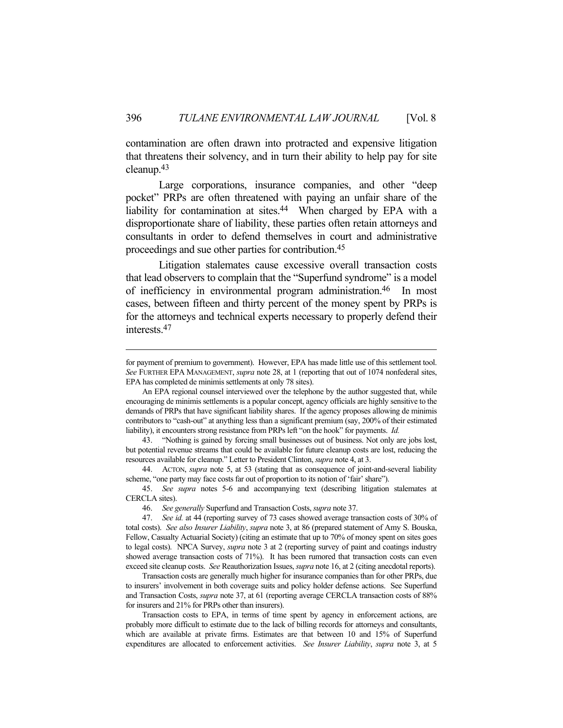contamination are often drawn into protracted and expensive litigation that threatens their solvency, and in turn their ability to help pay for site cleanup.[43]

Large corporations, insurance companies, and other "deep pocket" PRPs are often threatened with paying an unfair share of the liability for contamination at sites.[44] When charged by EPA with a disproportionate share of liability, these parties often retain attorneys and consultants in order to defend themselves in court and administrative proceedings and sue other parties for contribution.[45]

Litigation stalemates cause excessive overall transaction costs that lead observers to complain that the "Superfund syndrome" is a model of inefficiency in environmental program administration.[46] In most cases, between fifteen and thirty percent of the money spent by PRPs is for the attorneys and technical experts necessary to properly defend their interests.[47]

---

for payment of premium to government). However, EPA has made little use of this settlement tool. *See* FURTHER EPA MANAGEMENT, *supra* note 28, at 1 (reporting that out of 1074 nonfederal sites, EPA has completed de minimis settlements at only 78 sites).

An EPA regional counsel interviewed over the telephone by the author suggested that, while encouraging de minimis settlements is a popular concept, agency officials are highly sensitive to the demands of PRPs that have significant liability shares. If the agency proposes allowing de minimis contributors to "cash-out" at anything less than a significant premium (say, 200% of their estimated liability), it encounters strong resistance from PRPs left "on the hook" for payments. *Id.*

43. "Nothing is gained by forcing small businesses out of business. Not only are jobs lost, but potential revenue streams that could be available for future cleanup costs are lost, reducing the resources available for cleanup." Letter to President Clinton, *supra* note 4, at 3.

44. ACTON, *supra* note 5, at 53 (stating that as consequence of joint-and-several liability scheme, "one party may face costs far out of proportion to its notion of 'fair' share").

45. *See supra* notes 5-6 and accompanying text (describing litigation stalemates at CERCLA sites).

46. *See generally* Superfund and Transaction Costs, *supra* note 37.

47. *See id.* at 44 (reporting survey of 73 cases showed average transaction costs of 30% of total costs). *See also Insurer Liability*, *supra* note 3, at 86 (prepared statement of Amy S. Bouska, Fellow, Casualty Actuarial Society) (citing an estimate that up to 70% of money spent on sites goes to legal costs). NPCA Survey, *supra* note 3 at 2 (reporting survey of paint and coatings industry showed average transaction costs of 71%). It has been rumored that transaction costs can even exceed site cleanup costs. *See* Reauthorization Issues, *supra* note 16, at 2 (citing anecdotal reports).

Transaction costs are generally much higher for insurance companies than for other PRPs, due to insurers' involvement in both coverage suits and policy holder defense actions. See Superfund and Transaction Costs, *supra* note 37, at 61 (reporting average CERCLA transaction costs of 88% for insurers and 21% for PRPs other than insurers).

Transaction costs to EPA, in terms of time spent by agency in enforcement actions, are probably more difficult to estimate due to the lack of billing records for attorneys and consultants, which are available at private firms. Estimates are that between 10 and 15% of Superfund expenditures are allocated to enforcement activities. *See Insurer Liability*, *supra* note 3, at 5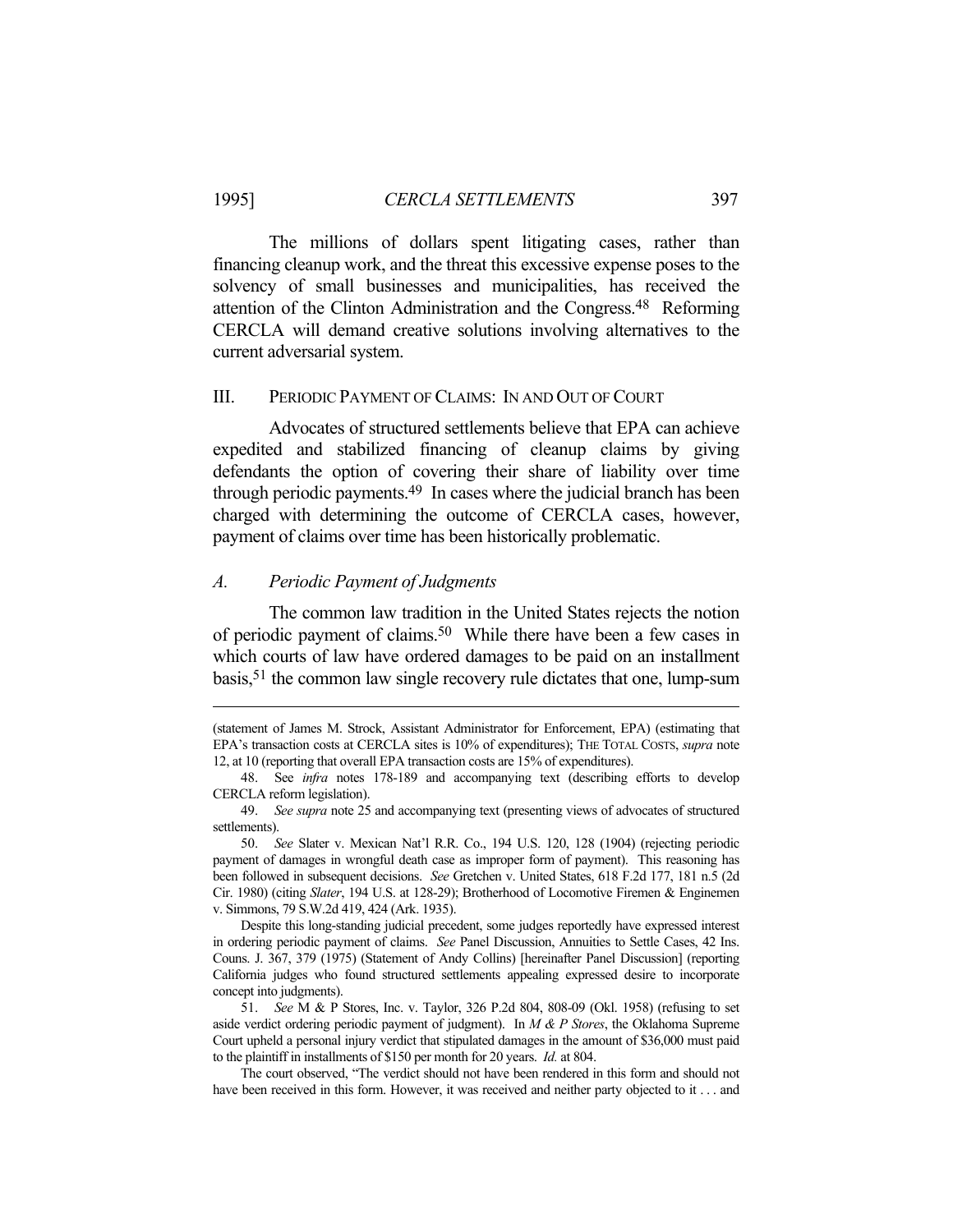The millions of dollars spent litigating cases, rather than financing cleanup work, and the threat this excessive expense poses to the solvency of small businesses and municipalities, has received the attention of the Clinton Administration and the Congress.[48] Reforming CERCLA will demand creative solutions involving alternatives to the current adversarial system.

## III. PERIODIC PAYMENT OF CLAIMS: IN AND OUT OF COURT

Advocates of structured settlements believe that EPA can achieve expedited and stabilized financing of cleanup claims by giving defendants the option of covering their share of liability over time through periodic payments.[49] In cases where the judicial branch has been charged with determining the outcome of CERCLA cases, however, payment of claims over time has been historically problematic.

### *A. Periodic Payment of Judgments*

The common law tradition in the United States rejects the notion of periodic payment of claims.[50] While there have been a few cases in which courts of law have ordered damages to be paid on an installment basis,[51] the common law single recovery rule dictates that one, lump-sum

---

(statement of James M. Strock, Assistant Administrator for Enforcement, EPA) (estimating that EPA's transaction costs at CERCLA sites is 10% of expenditures); THE TOTAL COSTS, *supra* note 12, at 10 (reporting that overall EPA transaction costs are 15% of expenditures).

48. See *infra* notes 178-189 and accompanying text (describing efforts to develop CERCLA reform legislation).

49. *See supra* note 25 and accompanying text (presenting views of advocates of structured settlements).

50. *See* Slater v. Mexican Nat'l R.R. Co., 194 U.S. 120, 128 (1904) (rejecting periodic payment of damages in wrongful death case as improper form of payment). This reasoning has been followed in subsequent decisions. *See* Gretchen v. United States, 618 F.2d 177, 181 n.5 (2d Cir. 1980) (citing *Slater*, 194 U.S. at 128-29); Brotherhood of Locomotive Firemen & Enginemen v. Simmons, 79 S.W.2d 419, 424 (Ark. 1935).

Despite this long-standing judicial precedent, some judges reportedly have expressed interest in ordering periodic payment of claims. *See* Panel Discussion, Annuities to Settle Cases, 42 Ins. Couns. J. 367, 379 (1975) (Statement of Andy Collins) [hereinafter Panel Discussion] (reporting California judges who found structured settlements appealing expressed desire to incorporate concept into judgments).

51. *See* M & P Stores, Inc. v. Taylor, 326 P.2d 804, 808-09 (Okl. 1958) (refusing to set aside verdict ordering periodic payment of judgment). In *M & P Stores*, the Oklahoma Supreme Court upheld a personal injury verdict that stipulated damages in the amount of $36,000 must paid to the plaintiff in installments of $150 per month for 20 years. *Id.* at 804.

The court observed, "The verdict should not have been rendered in this form and should not have been received in this form. However, it was received and neither party objected to it . . . and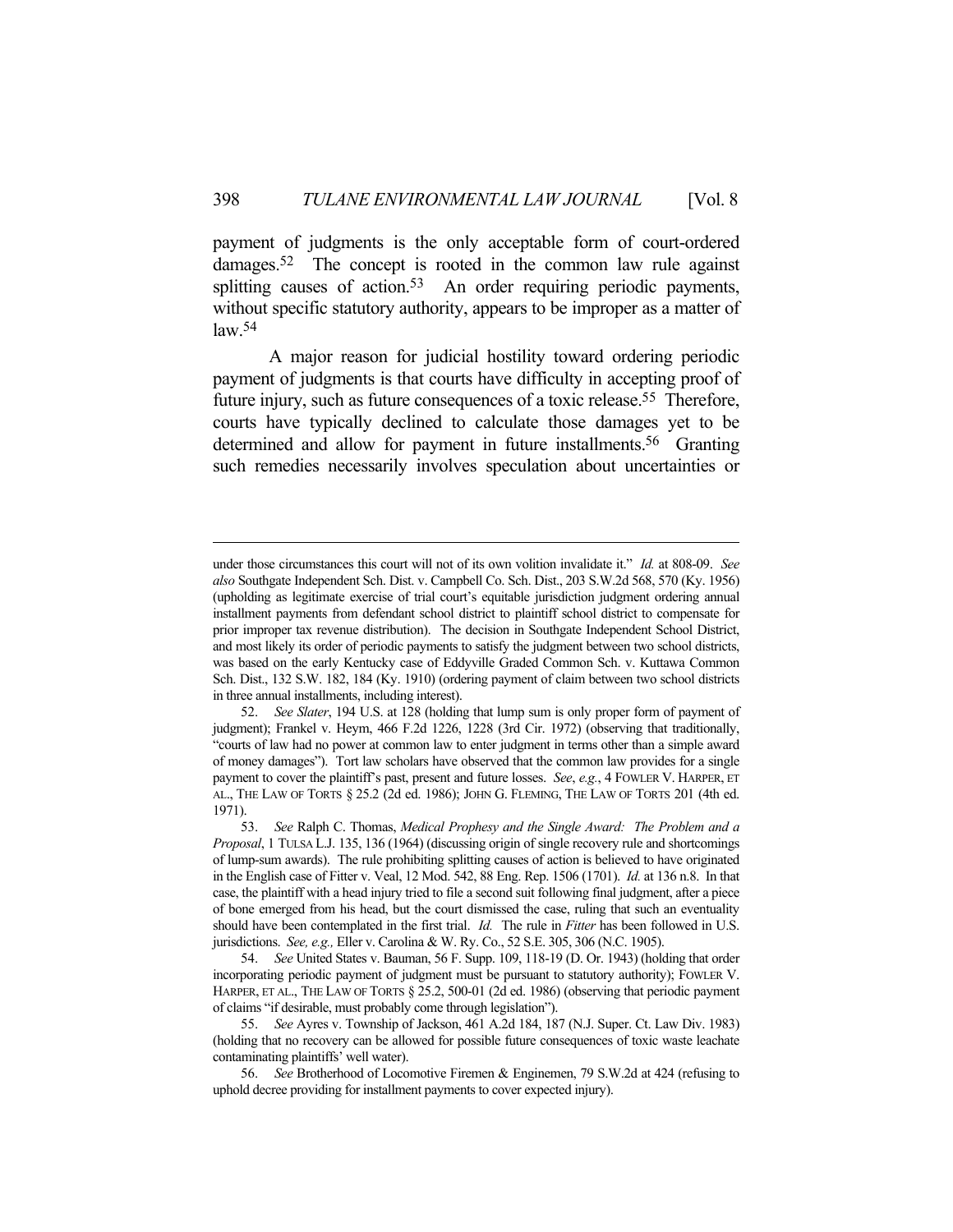payment of judgments is the only acceptable form of court-ordered damages.[52] The concept is rooted in the common law rule against splitting causes of action.[53] An order requiring periodic payments, without specific statutory authority, appears to be improper as a matter of law.[54]

A major reason for judicial hostility toward ordering periodic payment of judgments is that courts have difficulty in accepting proof of future injury, such as future consequences of a toxic release.[55] Therefore, courts have typically declined to calculate those damages yet to be determined and allow for payment in future installments.[56] Granting such remedies necessarily involves speculation about uncertainties or

---

under those circumstances this court will not of its own volition invalidate it." *Id.* at 808-09. *See also* Southgate Independent Sch. Dist. v. Campbell Co. Sch. Dist., 203 S.W.2d 568, 570 (Ky. 1956) (upholding as legitimate exercise of trial court's equitable jurisdiction judgment ordering annual installment payments from defendant school district to plaintiff school district to compensate for prior improper tax revenue distribution). The decision in Southgate Independent School District, and most likely its order of periodic payments to satisfy the judgment between two school districts, was based on the early Kentucky case of Eddyville Graded Common Sch. v. Kuttawa Common Sch. Dist., 132 S.W. 182, 184 (Ky. 1910) (ordering payment of claim between two school districts in three annual installments, including interest).

52. *See Slater*, 194 U.S. at 128 (holding that lump sum is only proper form of payment of judgment); Frankel v. Heym, 466 F.2d 1226, 1228 (3rd Cir. 1972) (observing that traditionally, "courts of law had no power at common law to enter judgment in terms other than a simple award of money damages"). Tort law scholars have observed that the common law provides for a single payment to cover the plaintiff's past, present and future losses. *See*, *e.g.*, 4 FOWLER V. HARPER, ET AL., THE LAW OF TORTS § 25.2 (2d ed. 1986); JOHN G. FLEMING, THE LAW OF TORTS 201 (4th ed. 1971).

53. *See* Ralph C. Thomas, *Medical Prophesy and the Single Award: The Problem and a Proposal*, 1 TULSA L.J. 135, 136 (1964) (discussing origin of single recovery rule and shortcomings of lump-sum awards). The rule prohibiting splitting causes of action is believed to have originated in the English case of Fitter v. Veal, 12 Mod. 542, 88 Eng. Rep. 1506 (1701). *Id.* at 136 n.8. In that case, the plaintiff with a head injury tried to file a second suit following final judgment, after a piece of bone emerged from his head, but the court dismissed the case, ruling that such an eventuality should have been contemplated in the first trial. *Id.* The rule in *Fitter* has been followed in U.S. jurisdictions. *See, e.g.,* Eller v. Carolina & W. Ry. Co., 52 S.E. 305, 306 (N.C. 1905).

54. *See* United States v. Bauman, 56 F. Supp. 109, 118-19 (D. Or. 1943) (holding that order incorporating periodic payment of judgment must be pursuant to statutory authority); FOWLER V. HARPER, ET AL., THE LAW OF TORTS § 25.2, 500-01 (2d ed. 1986) (observing that periodic payment of claims "if desirable, must probably come through legislation").

55. *See* Ayres v. Township of Jackson, 461 A.2d 184, 187 (N.J. Super. Ct. Law Div. 1983) (holding that no recovery can be allowed for possible future consequences of toxic waste leachate contaminating plaintiffs' well water).

56. *See* Brotherhood of Locomotive Firemen & Enginemen, 79 S.W.2d at 424 (refusing to uphold decree providing for installment payments to cover expected injury).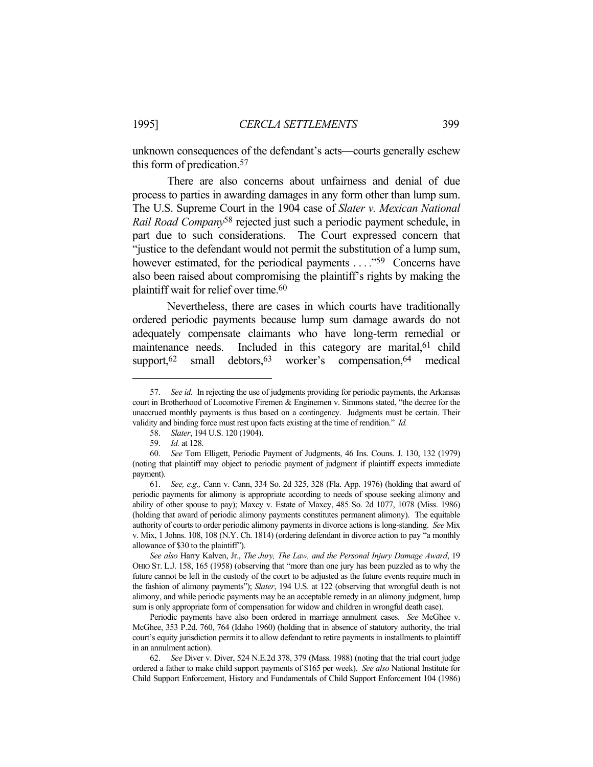unknown consequences of the defendant's acts—courts generally eschew this form of predication.[57]

There are also concerns about unfairness and denial of due process to parties in awarding damages in any form other than lump sum. The U.S. Supreme Court in the 1904 case of *Slater v. Mexican National Rail Road Company*[58] rejected just such a periodic payment schedule, in part due to such considerations. The Court expressed concern that "justice to the defendant would not permit the substitution of a lump sum, however estimated, for the periodical payments . . . ."[59] Concerns have also been raised about compromising the plaintiff's rights by making the plaintiff wait for relief over time.[60]

Nevertheless, there are cases in which courts have traditionally ordered periodic payments because lump sum damage awards do not adequately compensate claimants who have long-term remedial or maintenance needs. Included in this category are marital,[61] child support,[62] small debtors,[63] worker's compensation,[64] medical

---

57. *See id.* In rejecting the use of judgments providing for periodic payments, the Arkansas court in Brotherhood of Locomotive Firemen & Enginemen v. Simmons stated, "the decree for the unaccrued monthly payments is thus based on a contingency. Judgments must be certain. Their validity and binding force must rest upon facts existing at the time of rendition." *Id.*

58. *Slater*, 194 U.S. 120 (1904).

59. *Id.* at 128.

60. *See* Tom Elligett, Periodic Payment of Judgments, 46 Ins. Couns. J. 130, 132 (1979) (noting that plaintiff may object to periodic payment of judgment if plaintiff expects immediate payment).

61. *See, e.g.,* Cann v. Cann, 334 So. 2d 325, 328 (Fla. App. 1976) (holding that award of periodic payments for alimony is appropriate according to needs of spouse seeking alimony and ability of other spouse to pay); Maxcy v. Estate of Maxcy, 485 So. 2d 1077, 1078 (Miss. 1986) (holding that award of periodic alimony payments constitutes permanent alimony). The equitable authority of courts to order periodic alimony payments in divorce actions is long-standing. *See* Mix v. Mix, 1 Johns. 108, 108 (N.Y. Ch. 1814) (ordering defendant in divorce action to pay "a monthly allowance of $30 to the plaintiff").

*See also* Harry Kalven, Jr., *The Jury, The Law, and the Personal Injury Damage Award*, 19 OHIO ST. L.J. 158, 165 (1958) (observing that "more than one jury has been puzzled as to why the future cannot be left in the custody of the court to be adjusted as the future events require much in the fashion of alimony payments"); *Slater*, 194 U.S. at 122 (observing that wrongful death is not alimony, and while periodic payments may be an acceptable remedy in an alimony judgment, lump sum is only appropriate form of compensation for widow and children in wrongful death case).

Periodic payments have also been ordered in marriage annulment cases. *See* McGhee v. McGhee, 353 P.2d. 760, 764 (Idaho 1960) (holding that in absence of statutory authority, the trial court's equity jurisdiction permits it to allow defendant to retire payments in installments to plaintiff in an annulment action).

62. *See* Diver v. Diver, 524 N.E.2d 378, 379 (Mass. 1988) (noting that the trial court judge ordered a father to make child support payments of $165 per week). *See also* National Institute for Child Support Enforcement, History and Fundamentals of Child Support Enforcement 104 (1986)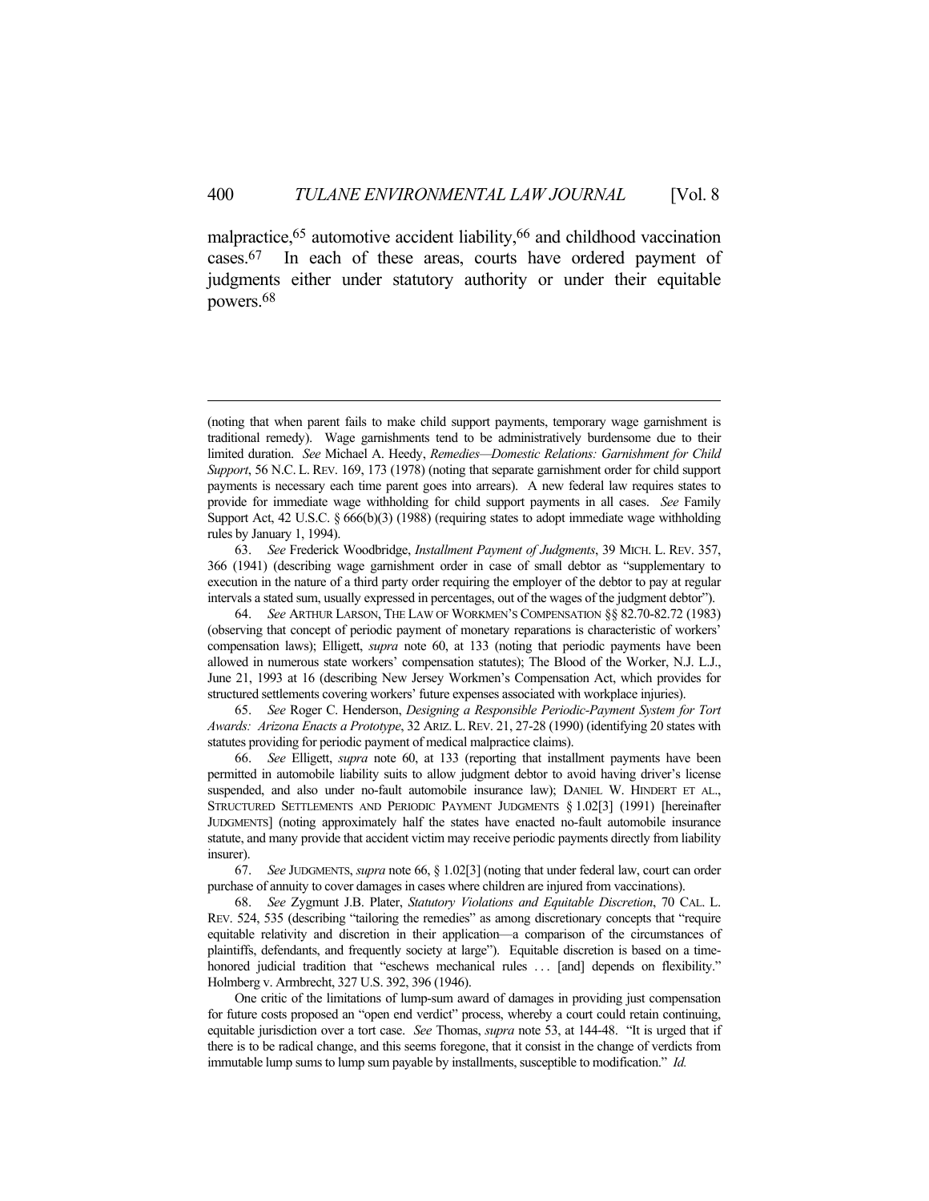malpractice,[65] automotive accident liability,[66] and childhood vaccination cases.[67] In each of these areas, courts have ordered payment of judgments either under statutory authority or under their equitable powers.[68]

---

(noting that when parent fails to make child support payments, temporary wage garnishment is traditional remedy). Wage garnishments tend to be administratively burdensome due to their limited duration. *See* Michael A. Heedy, *Remedies—Domestic Relations: Garnishment for Child Support*, 56 N.C. L. REV. 169, 173 (1978) (noting that separate garnishment order for child support payments is necessary each time parent goes into arrears). A new federal law requires states to provide for immediate wage withholding for child support payments in all cases. *See* Family Support Act, 42 U.S.C. § 666(b)(3) (1988) (requiring states to adopt immediate wage withholding rules by January 1, 1994).

63. *See* Frederick Woodbridge, *Installment Payment of Judgments*, 39 MICH. L. REV. 357, 366 (1941) (describing wage garnishment order in case of small debtor as "supplementary to execution in the nature of a third party order requiring the employer of the debtor to pay at regular intervals a stated sum, usually expressed in percentages, out of the wages of the judgment debtor").

64. *See* ARTHUR LARSON, THE LAW OF WORKMEN'S COMPENSATION §§ 82.70-82.72 (1983) (observing that concept of periodic payment of monetary reparations is characteristic of workers' compensation laws); Elligett, *supra* note 60, at 133 (noting that periodic payments have been allowed in numerous state workers' compensation statutes); The Blood of the Worker, N.J. L.J., June 21, 1993 at 16 (describing New Jersey Workmen's Compensation Act, which provides for structured settlements covering workers' future expenses associated with workplace injuries).

65. *See* Roger C. Henderson, *Designing a Responsible Periodic-Payment System for Tort Awards: Arizona Enacts a Prototype*, 32 ARIZ. L. REV. 21, 27-28 (1990) (identifying 20 states with statutes providing for periodic payment of medical malpractice claims).

66. *See* Elligett, *supra* note 60, at 133 (reporting that installment payments have been permitted in automobile liability suits to allow judgment debtor to avoid having driver's license suspended, and also under no-fault automobile insurance law); DANIEL W. HINDERT ET AL., STRUCTURED SETTLEMENTS AND PERIODIC PAYMENT JUDGMENTS § 1.02[3] (1991) [hereinafter JUDGMENTS] (noting approximately half the states have enacted no-fault automobile insurance statute, and many provide that accident victim may receive periodic payments directly from liability insurer).

67. *See* JUDGMENTS, *supra* note 66, § 1.02[3] (noting that under federal law, court can order purchase of annuity to cover damages in cases where children are injured from vaccinations).

68. *See* Zygmunt J.B. Plater, *Statutory Violations and Equitable Discretion*, 70 CAL. L. REV. 524, 535 (describing "tailoring the remedies" as among discretionary concepts that "require equitable relativity and discretion in their application—a comparison of the circumstances of plaintiffs, defendants, and frequently society at large"). Equitable discretion is based on a time-honored judicial tradition that "eschews mechanical rules . . . [and] depends on flexibility." Holmberg v. Armbrecht, 327 U.S. 392, 396 (1946).

One critic of the limitations of lump-sum award of damages in providing just compensation for future costs proposed an "open end verdict" process, whereby a court could retain continuing, equitable jurisdiction over a tort case. *See* Thomas, *supra* note 53, at 144-48. "It is urged that if there is to be radical change, and this seems foregone, that it consist in the change of verdicts from immutable lump sums to lump sum payable by installments, susceptible to modification." *Id.*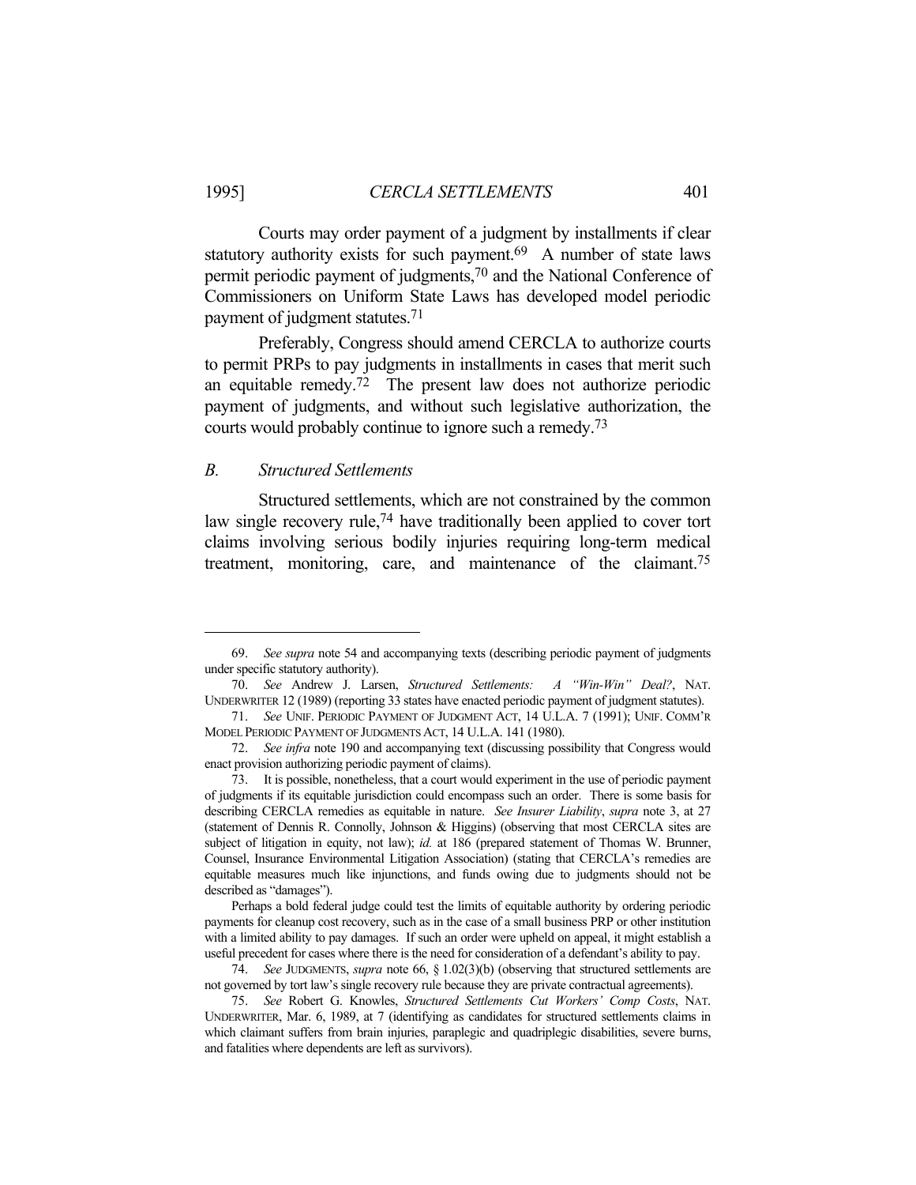Courts may order payment of a judgment by installments if clear statutory authority exists for such payment.[69] A number of state laws permit periodic payment of judgments,[70] and the National Conference of Commissioners on Uniform State Laws has developed model periodic payment of judgment statutes.[71]

Preferably, Congress should amend CERCLA to authorize courts to permit PRPs to pay judgments in installments in cases that merit such an equitable remedy.[72] The present law does not authorize periodic payment of judgments, and without such legislative authorization, the courts would probably continue to ignore such a remedy.[73]

### *B. Structured Settlements*

Structured settlements, which are not constrained by the common law single recovery rule,[74] have traditionally been applied to cover tort claims involving serious bodily injuries requiring long-term medical treatment, monitoring, care, and maintenance of the claimant.[75]

---

69. *See supra* note 54 and accompanying texts (describing periodic payment of judgments under specific statutory authority).

70. *See* Andrew J. Larsen, *Structured Settlements: A "Win-Win" Deal?*, NAT. UNDERWRITER 12 (1989) (reporting 33 states have enacted periodic payment of judgment statutes).

71. *See* UNIF. PERIODIC PAYMENT OF JUDGMENT ACT, 14 U.L.A. 7 (1991); UNIF. COMM'R MODEL PERIODIC PAYMENT OF JUDGMENTS ACT, 14 U.L.A. 141 (1980).

72. *See infra* note 190 and accompanying text (discussing possibility that Congress would enact provision authorizing periodic payment of claims).

73. It is possible, nonetheless, that a court would experiment in the use of periodic payment of judgments if its equitable jurisdiction could encompass such an order. There is some basis for describing CERCLA remedies as equitable in nature. *See Insurer Liability*, *supra* note 3, at 27 (statement of Dennis R. Connolly, Johnson & Higgins) (observing that most CERCLA sites are subject of litigation in equity, not law); *id.* at 186 (prepared statement of Thomas W. Brunner, Counsel, Insurance Environmental Litigation Association) (stating that CERCLA's remedies are equitable measures much like injunctions, and funds owing due to judgments should not be described as "damages").

Perhaps a bold federal judge could test the limits of equitable authority by ordering periodic payments for cleanup cost recovery, such as in the case of a small business PRP or other institution with a limited ability to pay damages. If such an order were upheld on appeal, it might establish a useful precedent for cases where there is the need for consideration of a defendant's ability to pay.

74. *See* JUDGMENTS, *supra* note 66, § 1.02(3)(b) (observing that structured settlements are not governed by tort law's single recovery rule because they are private contractual agreements).

75. *See* Robert G. Knowles, *Structured Settlements Cut Workers' Comp Costs*, NAT. UNDERWRITER, Mar. 6, 1989, at 7 (identifying as candidates for structured settlements claims in which claimant suffers from brain injuries, paraplegic and quadriplegic disabilities, severe burns, and fatalities where dependents are left as survivors).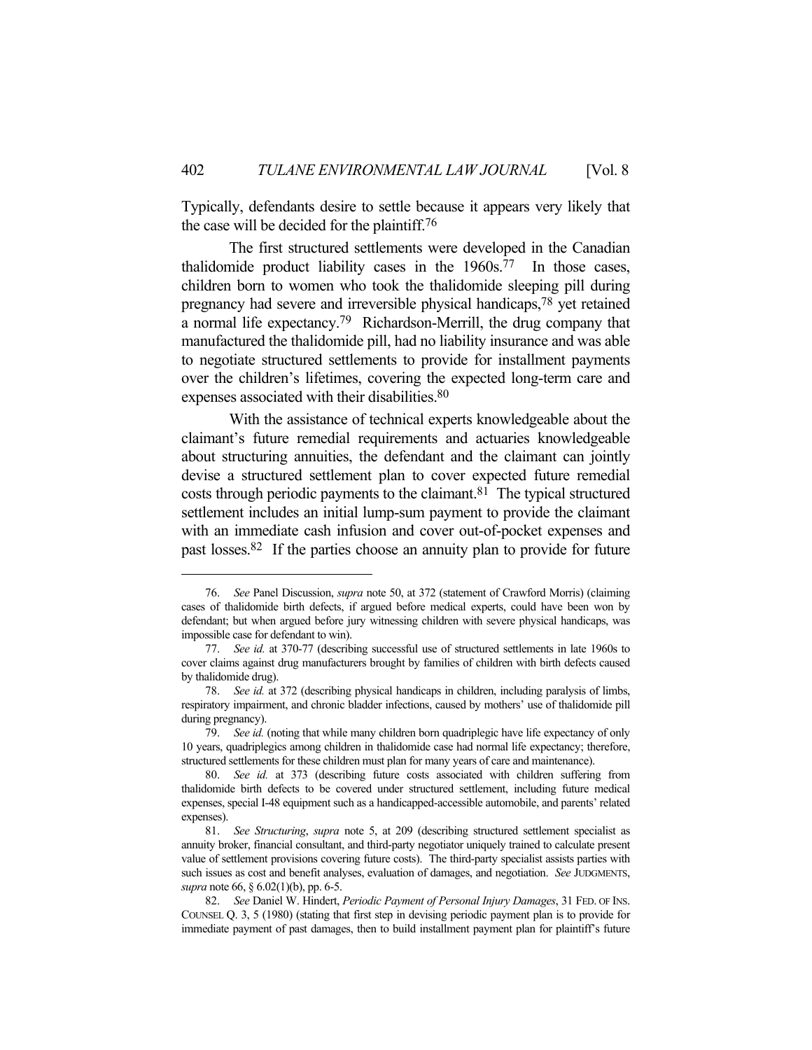Typically, defendants desire to settle because it appears very likely that the case will be decided for the plaintiff.[76]

The first structured settlements were developed in the Canadian thalidomide product liability cases in the 1960s.[77] In those cases, children born to women who took the thalidomide sleeping pill during pregnancy had severe and irreversible physical handicaps,[78] yet retained a normal life expectancy.[79] Richardson-Merrill, the drug company that manufactured the thalidomide pill, had no liability insurance and was able to negotiate structured settlements to provide for installment payments over the children's lifetimes, covering the expected long-term care and expenses associated with their disabilities.[80]

With the assistance of technical experts knowledgeable about the claimant's future remedial requirements and actuaries knowledgeable about structuring annuities, the defendant and the claimant can jointly devise a structured settlement plan to cover expected future remedial costs through periodic payments to the claimant.[81] The typical structured settlement includes an initial lump-sum payment to provide the claimant with an immediate cash infusion and cover out-of-pocket expenses and past losses.[82] If the parties choose an annuity plan to provide for future

---

76. *See* Panel Discussion, *supra* note 50, at 372 (statement of Crawford Morris) (claiming cases of thalidomide birth defects, if argued before medical experts, could have been won by defendant; but when argued before jury witnessing children with severe physical handicaps, was impossible case for defendant to win).

77. *See id.* at 370-77 (describing successful use of structured settlements in late 1960s to cover claims against drug manufacturers brought by families of children with birth defects caused by thalidomide drug).

78. *See id.* at 372 (describing physical handicaps in children, including paralysis of limbs, respiratory impairment, and chronic bladder infections, caused by mothers' use of thalidomide pill during pregnancy).

79. *See id.* (noting that while many children born quadriplegic have life expectancy of only 10 years, quadriplegics among children in thalidomide case had normal life expectancy; therefore, structured settlements for these children must plan for many years of care and maintenance).

80. *See id.* at 373 (describing future costs associated with children suffering from thalidomide birth defects to be covered under structured settlement, including future medical expenses, special I-48 equipment such as a handicapped-accessible automobile, and parents' related expenses).

81. *See Structuring*, *supra* note 5, at 209 (describing structured settlement specialist as annuity broker, financial consultant, and third-party negotiator uniquely trained to calculate present value of settlement provisions covering future costs). The third-party specialist assists parties with such issues as cost and benefit analyses, evaluation of damages, and negotiation. *See* JUDGMENTS, *supra* note 66, § 6.02(1)(b), pp. 6-5.

82. *See* Daniel W. Hindert, *Periodic Payment of Personal Injury Damages*, 31 FED. OF INS. COUNSEL Q. 3, 5 (1980) (stating that first step in devising periodic payment plan is to provide for immediate payment of past damages, then to build installment payment plan for plaintiff's future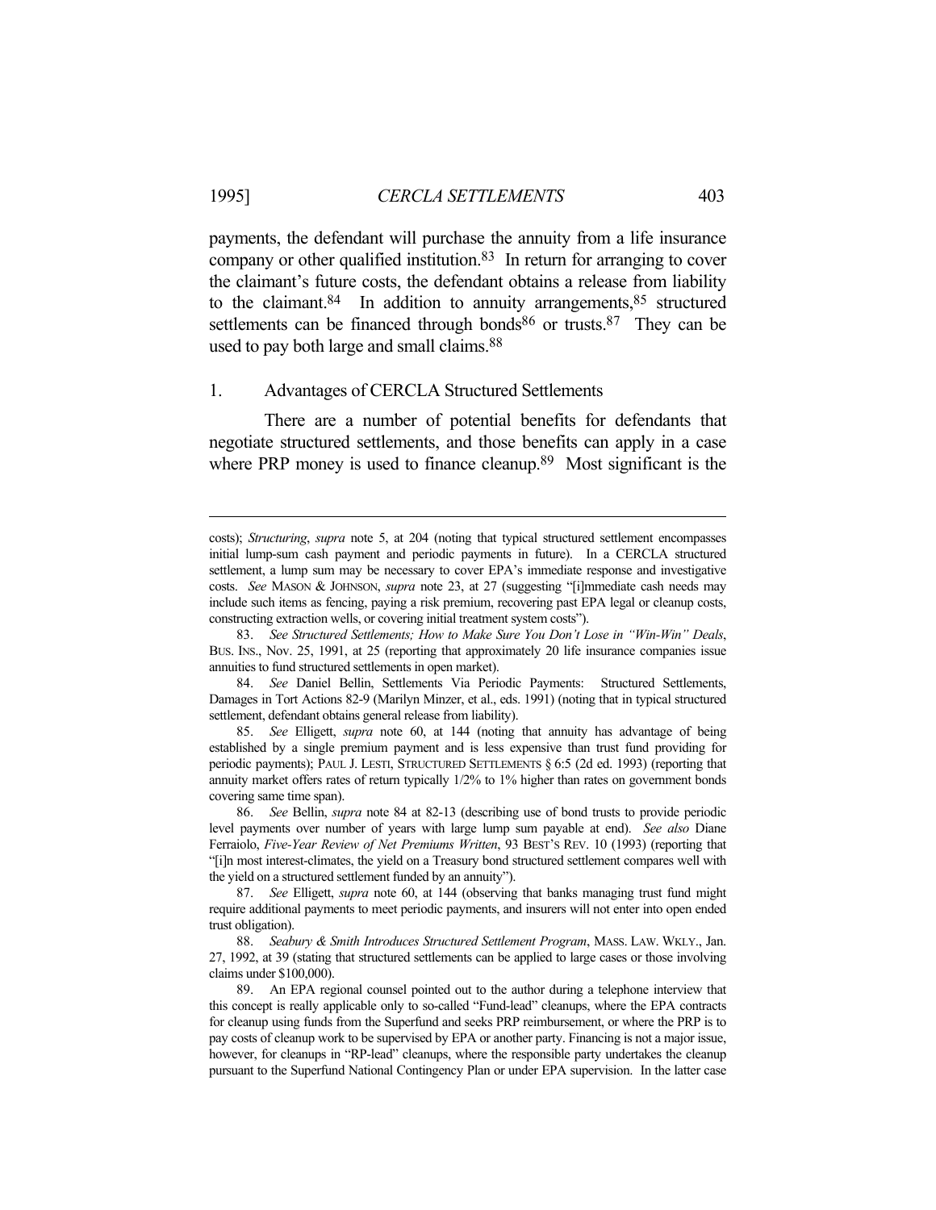payments, the defendant will purchase the annuity from a life insurance company or other qualified institution.[83] In return for arranging to cover the claimant's future costs, the defendant obtains a release from liability to the claimant.[84] In addition to annuity arrangements,[85] structured settlements can be financed through bonds[86] or trusts.[87] They can be used to pay both large and small claims.[88]

### 1. Advantages of CERCLA Structured Settlements

There are a number of potential benefits for defendants that negotiate structured settlements, and those benefits can apply in a case where PRP money is used to finance cleanup.[89] Most significant is the

---

costs); *Structuring*, *supra* note 5, at 204 (noting that typical structured settlement encompasses initial lump-sum cash payment and periodic payments in future). In a CERCLA structured settlement, a lump sum may be necessary to cover EPA's immediate response and investigative costs. *See* MASON & JOHNSON, *supra* note 23, at 27 (suggesting "[i]mmediate cash needs may include such items as fencing, paying a risk premium, recovering past EPA legal or cleanup costs, constructing extraction wells, or covering initial treatment system costs").

83. *See Structured Settlements; How to Make Sure You Don't Lose in "Win-Win" Deals*, BUS. INS., Nov. 25, 1991, at 25 (reporting that approximately 20 life insurance companies issue annuities to fund structured settlements in open market).

84. *See* Daniel Bellin, Settlements Via Periodic Payments: Structured Settlements, Damages in Tort Actions 82-9 (Marilyn Minzer, et al., eds. 1991) (noting that in typical structured settlement, defendant obtains general release from liability).

85. *See* Elligett, *supra* note 60, at 144 (noting that annuity has advantage of being established by a single premium payment and is less expensive than trust fund providing for periodic payments); PAUL J. LESTI, STRUCTURED SETTLEMENTS § 6:5 (2d ed. 1993) (reporting that annuity market offers rates of return typically 1/2% to 1% higher than rates on government bonds covering same time span).

86. *See* Bellin, *supra* note 84 at 82-13 (describing use of bond trusts to provide periodic level payments over number of years with large lump sum payable at end). *See also* Diane Ferraiolo, *Five-Year Review of Net Premiums Written*, 93 BEST'S REV. 10 (1993) (reporting that "[i]n most interest-climates, the yield on a Treasury bond structured settlement compares well with the yield on a structured settlement funded by an annuity").

87. *See* Elligett, *supra* note 60, at 144 (observing that banks managing trust fund might require additional payments to meet periodic payments, and insurers will not enter into open ended trust obligation).

88. *Seabury & Smith Introduces Structured Settlement Program*, MASS. LAW. WKLY., Jan. 27, 1992, at 39 (stating that structured settlements can be applied to large cases or those involving claims under $100,000).

89. An EPA regional counsel pointed out to the author during a telephone interview that this concept is really applicable only to so-called "Fund-lead" cleanups, where the EPA contracts for cleanup using funds from the Superfund and seeks PRP reimbursement, or where the PRP is to pay costs of cleanup work to be supervised by EPA or another party. Financing is not a major issue, however, for cleanups in "RP-lead" cleanups, where the responsible party undertakes the cleanup pursuant to the Superfund National Contingency Plan or under EPA supervision. In the latter case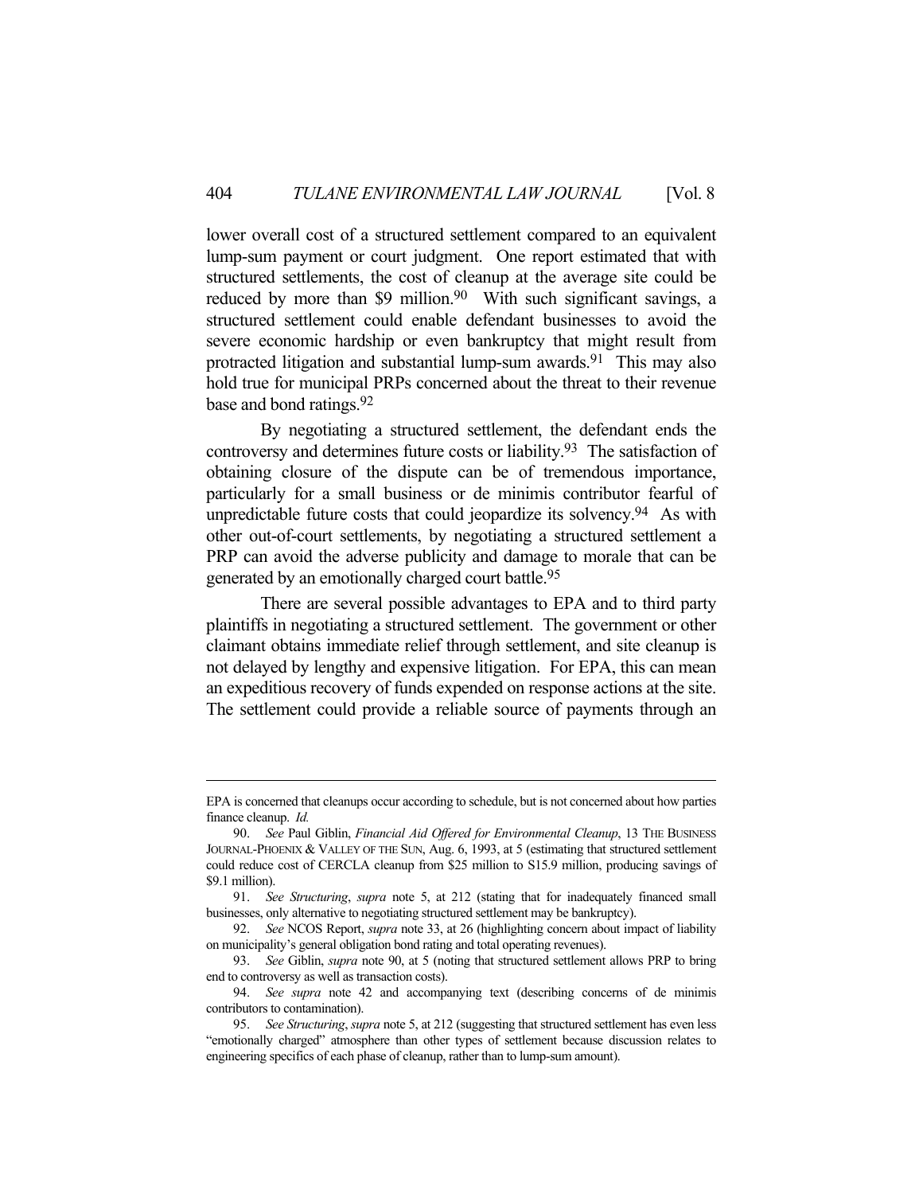lower overall cost of a structured settlement compared to an equivalent lump-sum payment or court judgment. One report estimated that with structured settlements, the cost of cleanup at the average site could be reduced by more than \$9 million.[90] With such significant savings, a structured settlement could enable defendant businesses to avoid the severe economic hardship or even bankruptcy that might result from protracted litigation and substantial lump-sum awards.[91] This may also hold true for municipal PRPs concerned about the threat to their revenue base and bond ratings.[92]

By negotiating a structured settlement, the defendant ends the controversy and determines future costs or liability.[93] The satisfaction of obtaining closure of the dispute can be of tremendous importance, particularly for a small business or de minimis contributor fearful of unpredictable future costs that could jeopardize its solvency.[94] As with other out-of-court settlements, by negotiating a structured settlement a PRP can avoid the adverse publicity and damage to morale that can be generated by an emotionally charged court battle.[95]

There are several possible advantages to EPA and to third party plaintiffs in negotiating a structured settlement. The government or other claimant obtains immediate relief through settlement, and site cleanup is not delayed by lengthy and expensive litigation. For EPA, this can mean an expeditious recovery of funds expended on response actions at the site. The settlement could provide a reliable source of payments through an

---

EPA is concerned that cleanups occur according to schedule, but is not concerned about how parties finance cleanup. *Id.*

90. *See* Paul Giblin, *Financial Aid Offered for Environmental Cleanup*, 13 THE BUSINESS JOURNAL-PHOENIX & VALLEY OF THE SUN, Aug. 6, 1993, at 5 (estimating that structured settlement could reduce cost of CERCLA cleanup from \$25 million to S15.9 million, producing savings of \$9.1 million).

91. *See Structuring*, *supra* note 5, at 212 (stating that for inadequately financed small businesses, only alternative to negotiating structured settlement may be bankruptcy).

92. *See* NCOS Report, *supra* note 33, at 26 (highlighting concern about impact of liability on municipality's general obligation bond rating and total operating revenues).

93. *See* Giblin, *supra* note 90, at 5 (noting that structured settlement allows PRP to bring end to controversy as well as transaction costs).

94. *See supra* note 42 and accompanying text (describing concerns of de minimis contributors to contamination).

95. *See Structuring*, *supra* note 5, at 212 (suggesting that structured settlement has even less "emotionally charged" atmosphere than other types of settlement because discussion relates to engineering specifics of each phase of cleanup, rather than to lump-sum amount).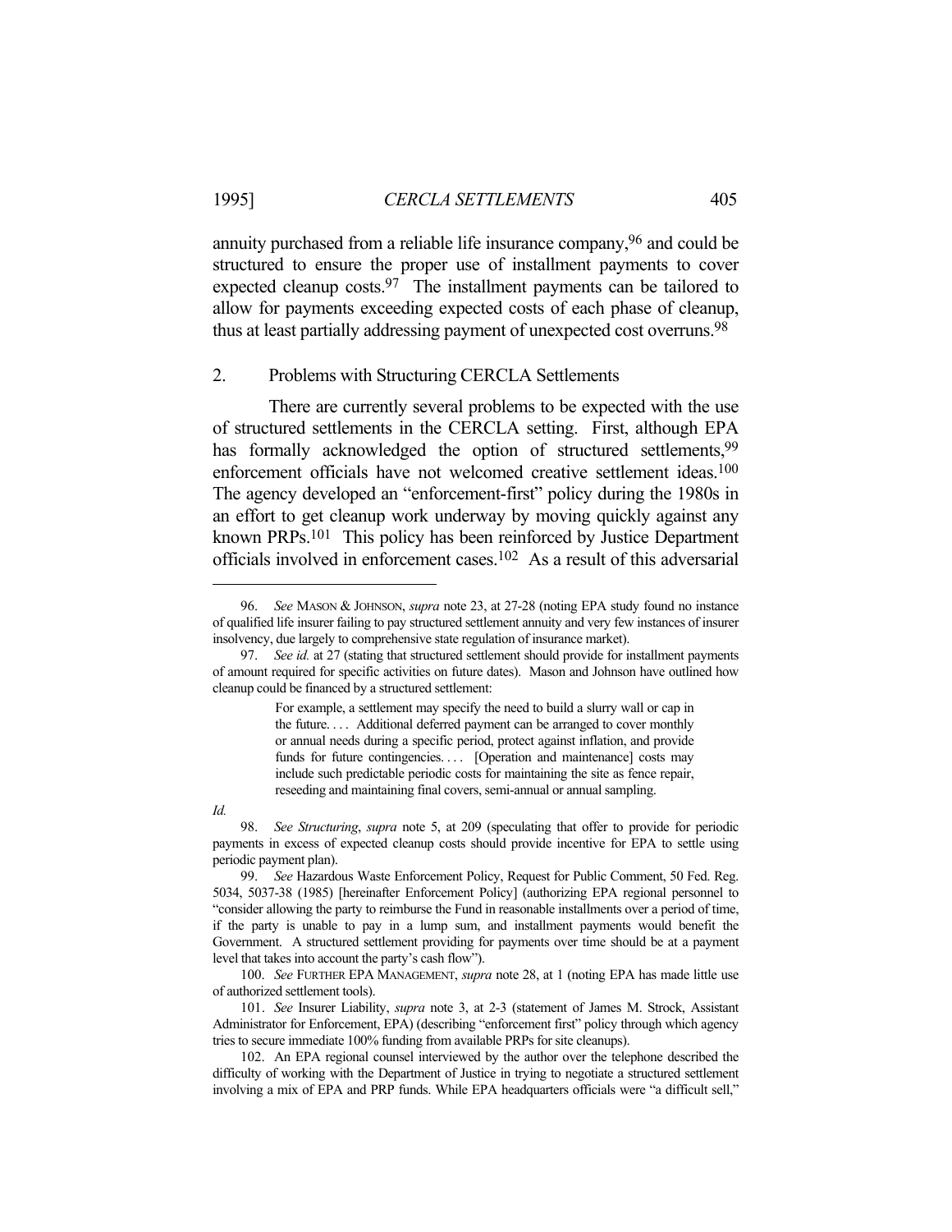annuity purchased from a reliable life insurance company,[96] and could be structured to ensure the proper use of installment payments to cover expected cleanup costs.[97] The installment payments can be tailored to allow for payments exceeding expected costs of each phase of cleanup, thus at least partially addressing payment of unexpected cost overruns.[98]

### 2. Problems with Structuring CERCLA Settlements

There are currently several problems to be expected with the use of structured settlements in the CERCLA setting. First, although EPA has formally acknowledged the option of structured settlements,[99] enforcement officials have not welcomed creative settlement ideas.[100] The agency developed an "enforcement-first" policy during the 1980s in an effort to get cleanup work underway by moving quickly against any known PRPs.[101] This policy has been reinforced by Justice Department officials involved in enforcement cases.[102] As a result of this adversarial

---

96. *See* MASON & JOHNSON, *supra* note 23, at 27-28 (noting EPA study found no instance of qualified life insurer failing to pay structured settlement annuity and very few instances of insurer insolvency, due largely to comprehensive state regulation of insurance market).

97. *See id.* at 27 (stating that structured settlement should provide for installment payments of amount required for specific activities on future dates). Mason and Johnson have outlined how cleanup could be financed by a structured settlement:

> For example, a settlement may specify the need to build a slurry wall or cap in the future. . . . Additional deferred payment can be arranged to cover monthly or annual needs during a specific period, protect against inflation, and provide funds for future contingencies. . . . [Operation and maintenance] costs may include such predictable periodic costs for maintaining the site as fence repair, reseeding and maintaining final covers, semi-annual or annual sampling.

*Id.*

98. *See Structuring*, *supra* note 5, at 209 (speculating that offer to provide for periodic payments in excess of expected cleanup costs should provide incentive for EPA to settle using periodic payment plan).

99. *See* Hazardous Waste Enforcement Policy, Request for Public Comment, 50 Fed. Reg. 5034, 5037-38 (1985) [hereinafter Enforcement Policy] (authorizing EPA regional personnel to "consider allowing the party to reimburse the Fund in reasonable installments over a period of time, if the party is unable to pay in a lump sum, and installment payments would benefit the Government. A structured settlement providing for payments over time should be at a payment level that takes into account the party's cash flow").

100. *See* FURTHER EPA MANAGEMENT, *supra* note 28, at 1 (noting EPA has made little use of authorized settlement tools).

101. *See* Insurer Liability, *supra* note 3, at 2-3 (statement of James M. Strock, Assistant Administrator for Enforcement, EPA) (describing "enforcement first" policy through which agency tries to secure immediate 100% funding from available PRPs for site cleanups).

102. An EPA regional counsel interviewed by the author over the telephone described the difficulty of working with the Department of Justice in trying to negotiate a structured settlement involving a mix of EPA and PRP funds. While EPA headquarters officials were "a difficult sell,"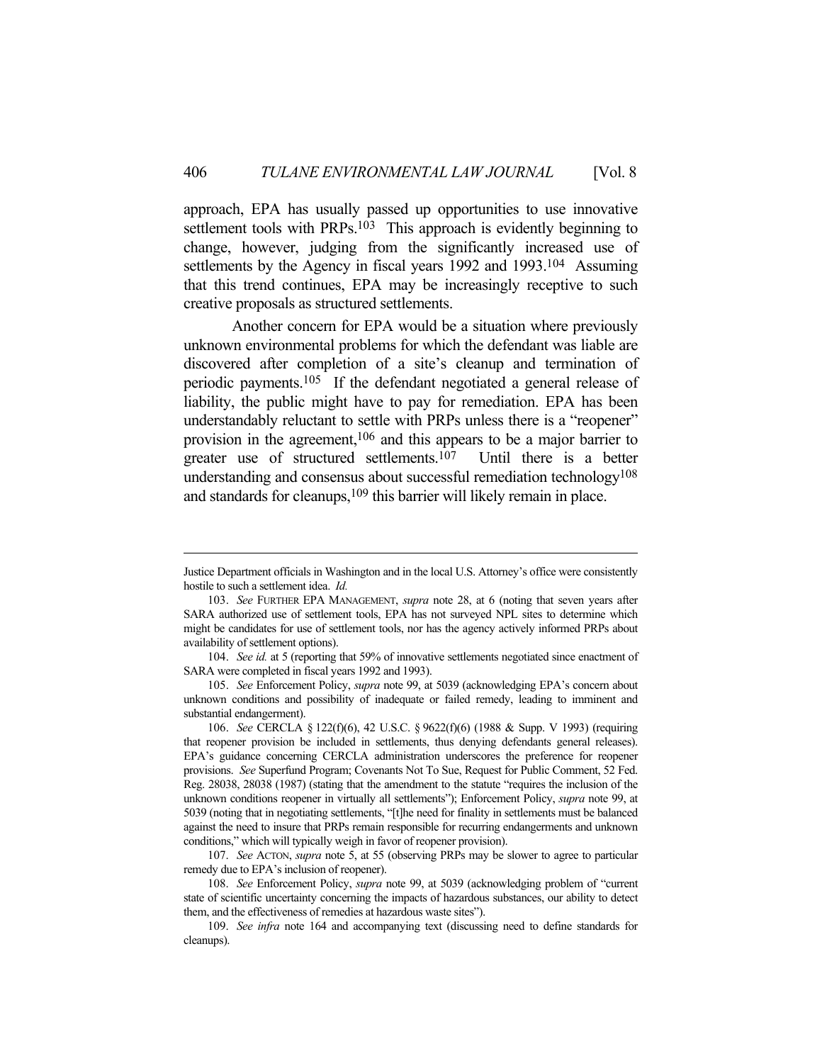approach, EPA has usually passed up opportunities to use innovative settlement tools with PRPs.[103] This approach is evidently beginning to change, however, judging from the significantly increased use of settlements by the Agency in fiscal years 1992 and 1993.[104] Assuming that this trend continues, EPA may be increasingly receptive to such creative proposals as structured settlements.

Another concern for EPA would be a situation where previously unknown environmental problems for which the defendant was liable are discovered after completion of a site's cleanup and termination of periodic payments.[105] If the defendant negotiated a general release of liability, the public might have to pay for remediation. EPA has been understandably reluctant to settle with PRPs unless there is a "reopener" provision in the agreement,[106] and this appears to be a major barrier to greater use of structured settlements.[107] Until there is a better understanding and consensus about successful remediation technology[108] and standards for cleanups,[109] this barrier will likely remain in place.

---

Justice Department officials in Washington and in the local U.S. Attorney's office were consistently hostile to such a settlement idea. *Id.*

103. *See* FURTHER EPA MANAGEMENT, *supra* note 28, at 6 (noting that seven years after SARA authorized use of settlement tools, EPA has not surveyed NPL sites to determine which might be candidates for use of settlement tools, nor has the agency actively informed PRPs about availability of settlement options).

104. *See id.* at 5 (reporting that 59% of innovative settlements negotiated since enactment of SARA were completed in fiscal years 1992 and 1993).

105. *See* Enforcement Policy, *supra* note 99, at 5039 (acknowledging EPA's concern about unknown conditions and possibility of inadequate or failed remedy, leading to imminent and substantial endangerment).

106. *See* CERCLA § 122(f)(6), 42 U.S.C. § 9622(f)(6) (1988 & Supp. V 1993) (requiring that reopener provision be included in settlements, thus denying defendants general releases). EPA's guidance concerning CERCLA administration underscores the preference for reopener provisions. *See* Superfund Program; Covenants Not To Sue, Request for Public Comment, 52 Fed. Reg. 28038, 28038 (1987) (stating that the amendment to the statute "requires the inclusion of the unknown conditions reopener in virtually all settlements"); Enforcement Policy, *supra* note 99, at 5039 (noting that in negotiating settlements, "[t]he need for finality in settlements must be balanced against the need to insure that PRPs remain responsible for recurring endangerments and unknown conditions," which will typically weigh in favor of reopener provision).

107. *See* ACTON, *supra* note 5, at 55 (observing PRPs may be slower to agree to particular remedy due to EPA's inclusion of reopener).

108. *See* Enforcement Policy, *supra* note 99, at 5039 (acknowledging problem of "current state of scientific uncertainty concerning the impacts of hazardous substances, our ability to detect them, and the effectiveness of remedies at hazardous waste sites").

109. *See infra* note 164 and accompanying text (discussing need to define standards for cleanups).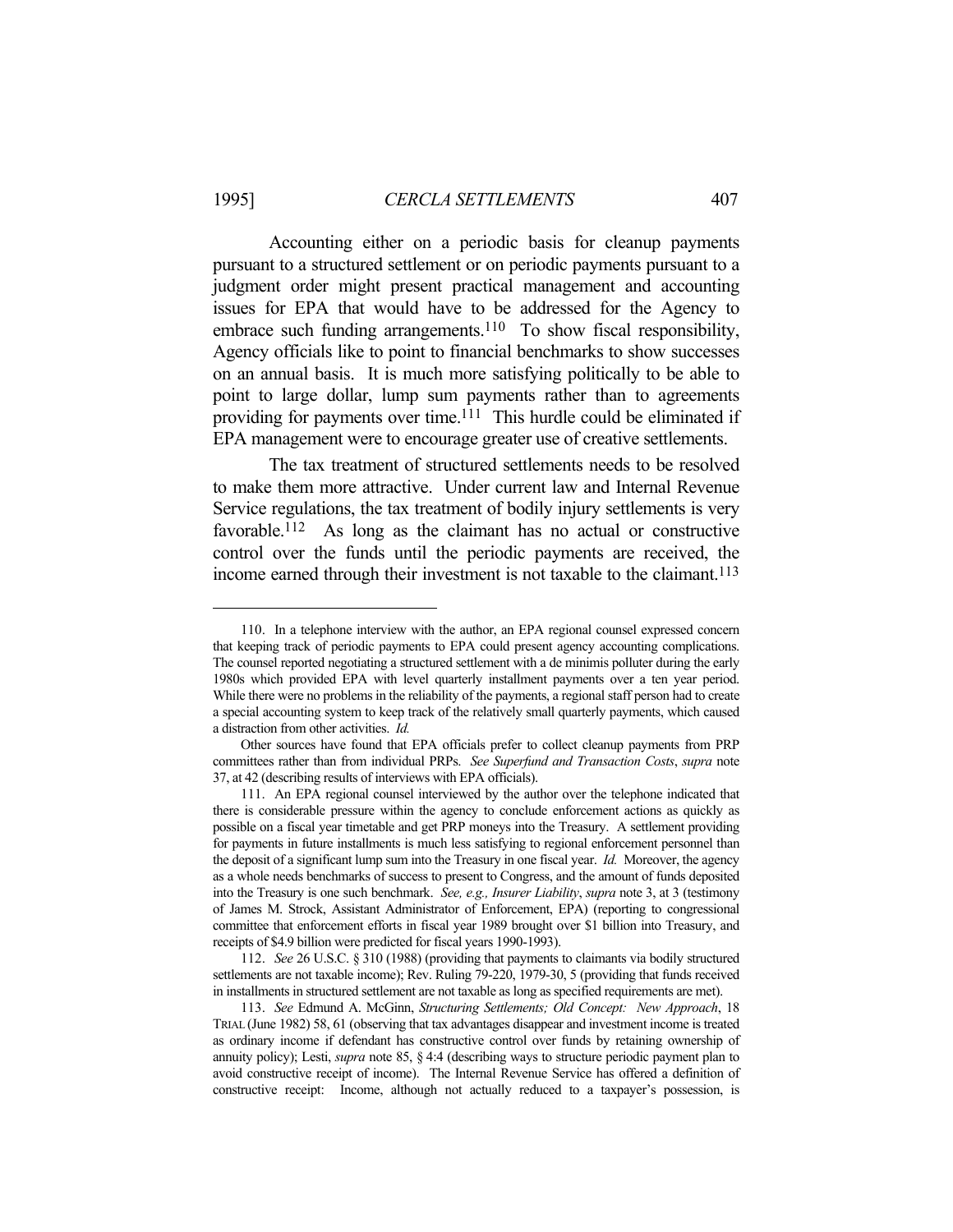Accounting either on a periodic basis for cleanup payments pursuant to a structured settlement or on periodic payments pursuant to a judgment order might present practical management and accounting issues for EPA that would have to be addressed for the Agency to embrace such funding arrangements.[110] To show fiscal responsibility, Agency officials like to point to financial benchmarks to show successes on an annual basis. It is much more satisfying politically to be able to point to large dollar, lump sum payments rather than to agreements providing for payments over time.[111] This hurdle could be eliminated if EPA management were to encourage greater use of creative settlements.

The tax treatment of structured settlements needs to be resolved to make them more attractive. Under current law and Internal Revenue Service regulations, the tax treatment of bodily injury settlements is very favorable.[112] As long as the claimant has no actual or constructive control over the funds until the periodic payments are received, the income earned through their investment is not taxable to the claimant.[113]

---

110. In a telephone interview with the author, an EPA regional counsel expressed concern that keeping track of periodic payments to EPA could present agency accounting complications. The counsel reported negotiating a structured settlement with a de minimis polluter during the early 1980s which provided EPA with level quarterly installment payments over a ten year period. While there were no problems in the reliability of the payments, a regional staff person had to create a special accounting system to keep track of the relatively small quarterly payments, which caused a distraction from other activities. *Id.*

Other sources have found that EPA officials prefer to collect cleanup payments from PRP committees rather than from individual PRPs. *See Superfund and Transaction Costs*, *supra* note 37, at 42 (describing results of interviews with EPA officials).

111. An EPA regional counsel interviewed by the author over the telephone indicated that there is considerable pressure within the agency to conclude enforcement actions as quickly as possible on a fiscal year timetable and get PRP moneys into the Treasury. A settlement providing for payments in future installments is much less satisfying to regional enforcement personnel than the deposit of a significant lump sum into the Treasury in one fiscal year. *Id.* Moreover, the agency as a whole needs benchmarks of success to present to Congress, and the amount of funds deposited into the Treasury is one such benchmark. *See, e.g., Insurer Liability*, *supra* note 3, at 3 (testimony of James M. Strock, Assistant Administrator of Enforcement, EPA) (reporting to congressional committee that enforcement efforts in fiscal year 1989 brought over $1 billion into Treasury, and receipts of $4.9 billion were predicted for fiscal years 1990-1993).

112. *See* 26 U.S.C. § 310 (1988) (providing that payments to claimants via bodily structured settlements are not taxable income); Rev. Ruling 79-220, 1979-30, 5 (providing that funds received in installments in structured settlement are not taxable as long as specified requirements are met).

113. *See* Edmund A. McGinn, *Structuring Settlements; Old Concept: New Approach*, 18 TRIAL (June 1982) 58, 61 (observing that tax advantages disappear and investment income is treated as ordinary income if defendant has constructive control over funds by retaining ownership of annuity policy); Lesti, *supra* note 85, § 4:4 (describing ways to structure periodic payment plan to avoid constructive receipt of income). The Internal Revenue Service has offered a definition of constructive receipt: Income, although not actually reduced to a taxpayer's possession, is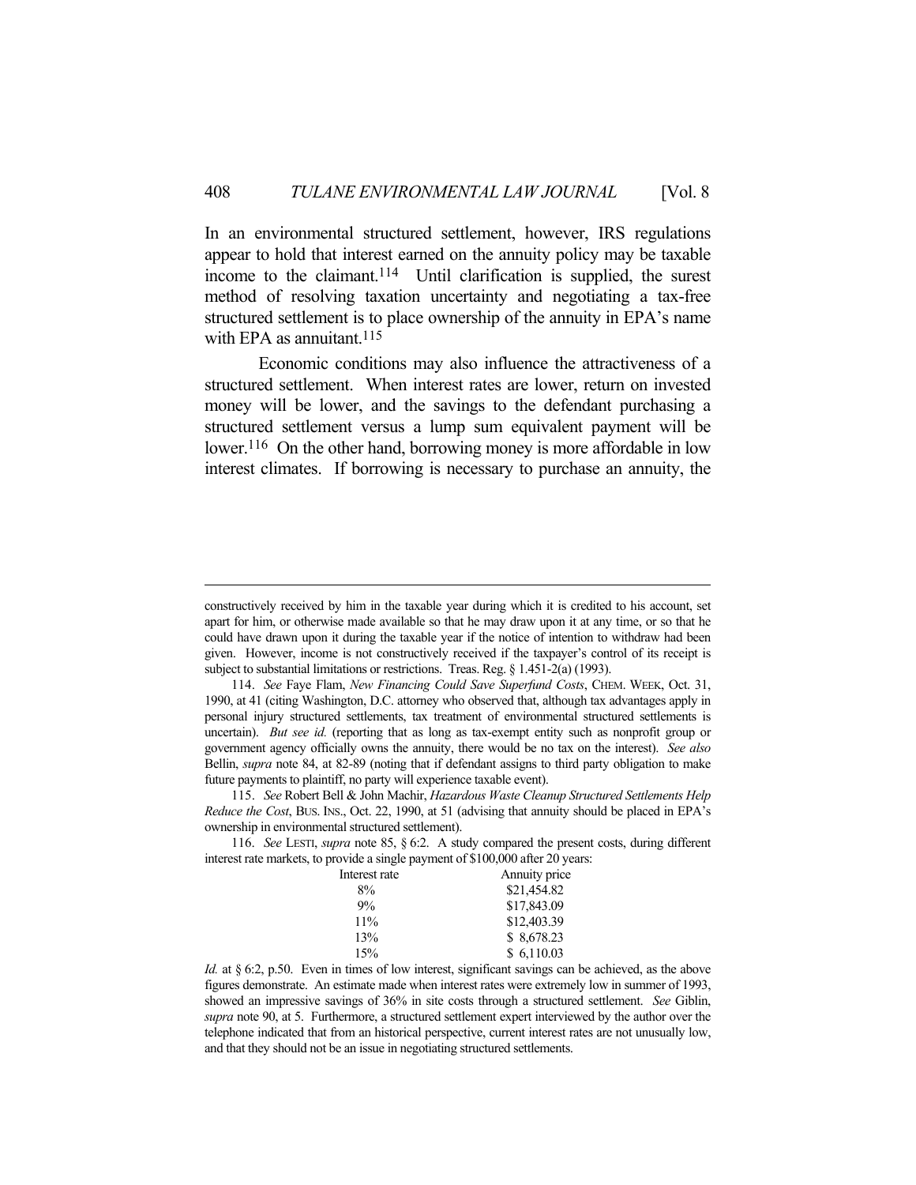In an environmental structured settlement, however, IRS regulations appear to hold that interest earned on the annuity policy may be taxable income to the claimant.[114] Until clarification is supplied, the surest method of resolving taxation uncertainty and negotiating a tax-free structured settlement is to place ownership of the annuity in EPA's name with EPA as annuitant.[115]

Economic conditions may also influence the attractiveness of a structured settlement. When interest rates are lower, return on invested money will be lower, and the savings to the defendant purchasing a structured settlement versus a lump sum equivalent payment will be lower.[116] On the other hand, borrowing money is more affordable in low interest climates. If borrowing is necessary to purchase an annuity, the

---

constructively received by him in the taxable year during which it is credited to his account, set apart for him, or otherwise made available so that he may draw upon it at any time, or so that he could have drawn upon it during the taxable year if the notice of intention to withdraw had been given. However, income is not constructively received if the taxpayer's control of its receipt is subject to substantial limitations or restrictions. Treas. Reg. § 1.451-2(a) (1993).

114. *See* Faye Flam, *New Financing Could Save Superfund Costs*, CHEM. WEEK, Oct. 31, 1990, at 41 (citing Washington, D.C. attorney who observed that, although tax advantages apply in personal injury structured settlements, tax treatment of environmental structured settlements is uncertain). *But see id.* (reporting that as long as tax-exempt entity such as nonprofit group or government agency officially owns the annuity, there would be no tax on the interest). *See also* Bellin, *supra* note 84, at 82-89 (noting that if defendant assigns to third party obligation to make future payments to plaintiff, no party will experience taxable event).

115. *See* Robert Bell & John Machir, *Hazardous Waste Cleanup Structured Settlements Help Reduce the Cost*, BUS. INS., Oct. 22, 1990, at 51 (advising that annuity should be placed in EPA's ownership in environmental structured settlement).

116. *See* LESTI, *supra* note 85, § 6:2. A study compared the present costs, during different interest rate markets, to provide a single payment of $100,000 after 20 years:

| Interest rate | Annuity price |
|---|---|
| 8% | $21,454.82 |
| 9% | $17,843.09 |
| 11% | $12,403.39 |
| 13% | $ 8,678.23 |
| 15% | $ 6,110.03 |

*Id.* at § 6:2, p.50. Even in times of low interest, significant savings can be achieved, as the above figures demonstrate. An estimate made when interest rates were extremely low in summer of 1993, showed an impressive savings of 36% in site costs through a structured settlement. *See* Giblin, *supra* note 90, at 5. Furthermore, a structured settlement expert interviewed by the author over the telephone indicated that from an historical perspective, current interest rates are not unusually low, and that they should not be an issue in negotiating structured settlements.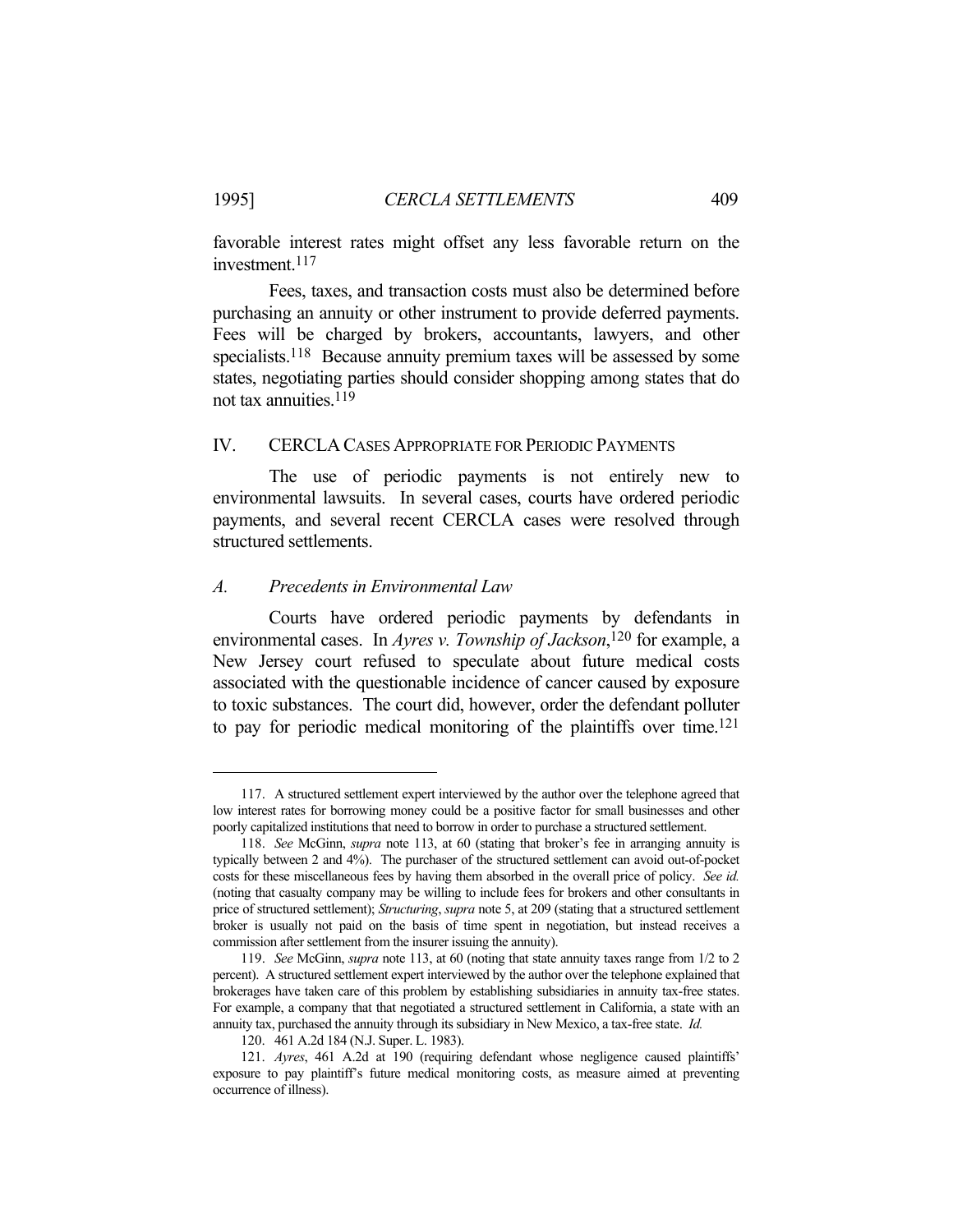favorable interest rates might offset any less favorable return on the investment.[117]

Fees, taxes, and transaction costs must also be determined before purchasing an annuity or other instrument to provide deferred payments. Fees will be charged by brokers, accountants, lawyers, and other specialists.[118] Because annuity premium taxes will be assessed by some states, negotiating parties should consider shopping among states that do not tax annuities.[119]

## IV. CERCLA Cases Appropriate for Periodic Payments

The use of periodic payments is not entirely new to environmental lawsuits. In several cases, courts have ordered periodic payments, and several recent CERCLA cases were resolved through structured settlements.

### *A. Precedents in Environmental Law*

Courts have ordered periodic payments by defendants in environmental cases. In *Ayres v. Township of Jackson*,[120] for example, a New Jersey court refused to speculate about future medical costs associated with the questionable incidence of cancer caused by exposure to toxic substances. The court did, however, order the defendant polluter to pay for periodic medical monitoring of the plaintiffs over time.[121]

---

117. A structured settlement expert interviewed by the author over the telephone agreed that low interest rates for borrowing money could be a positive factor for small businesses and other poorly capitalized institutions that need to borrow in order to purchase a structured settlement.

118. *See* McGinn, *supra* note 113, at 60 (stating that broker's fee in arranging annuity is typically between 2 and 4%). The purchaser of the structured settlement can avoid out-of-pocket costs for these miscellaneous fees by having them absorbed in the overall price of policy. *See id.* (noting that casualty company may be willing to include fees for brokers and other consultants in price of structured settlement); *Structuring*, *supra* note 5, at 209 (stating that a structured settlement broker is usually not paid on the basis of time spent in negotiation, but instead receives a commission after settlement from the insurer issuing the annuity).

119. *See* McGinn, *supra* note 113, at 60 (noting that state annuity taxes range from 1/2 to 2 percent). A structured settlement expert interviewed by the author over the telephone explained that brokerages have taken care of this problem by establishing subsidiaries in annuity tax-free states. For example, a company that that negotiated a structured settlement in California, a state with an annuity tax, purchased the annuity through its subsidiary in New Mexico, a tax-free state. *Id.*

120. 461 A.2d 184 (N.J. Super. L. 1983).

121. *Ayres*, 461 A.2d at 190 (requiring defendant whose negligence caused plaintiffs' exposure to pay plaintiff's future medical monitoring costs, as measure aimed at preventing occurrence of illness).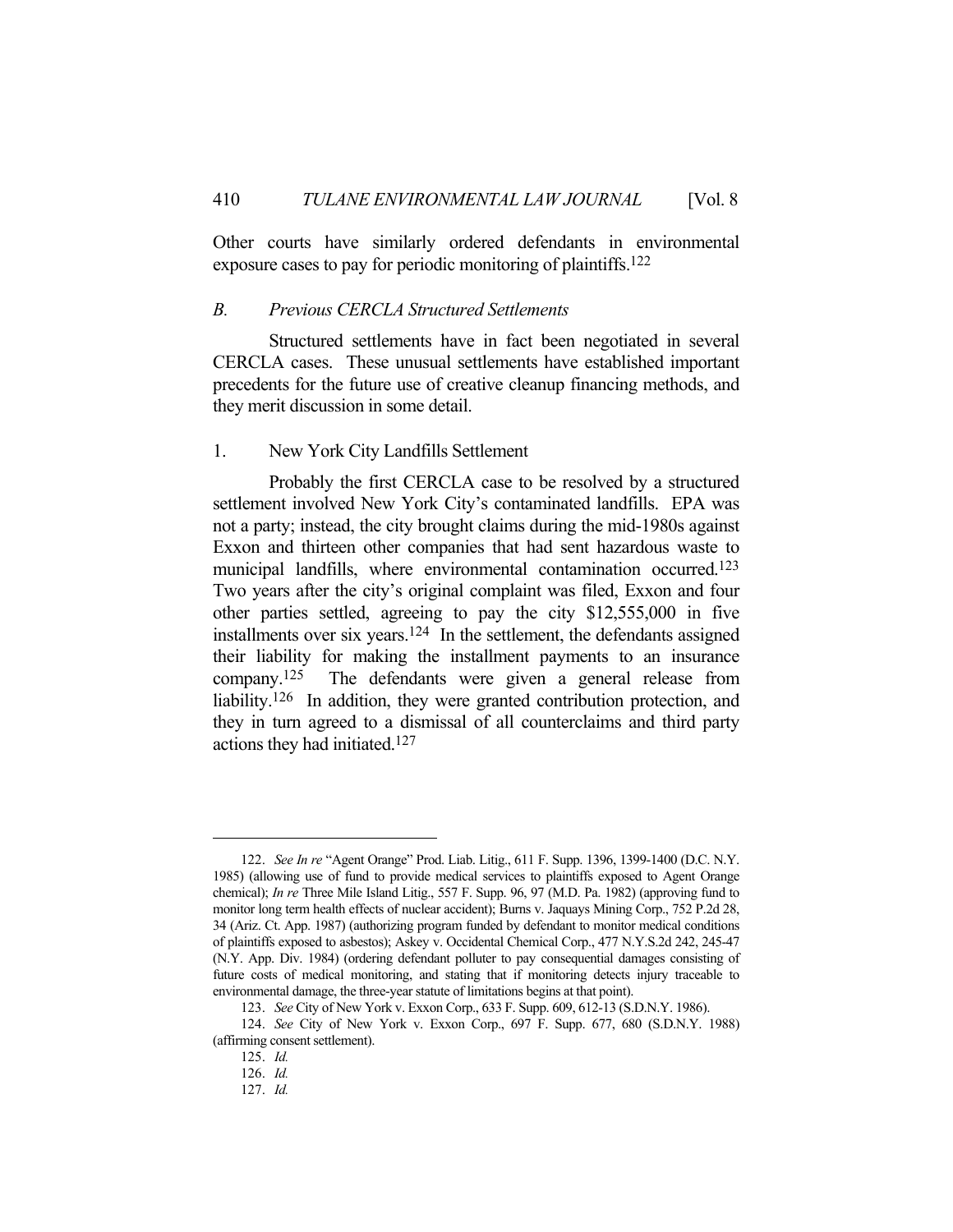Other courts have similarly ordered defendants in environmental exposure cases to pay for periodic monitoring of plaintiffs.[122]

### *B. Previous CERCLA Structured Settlements*

Structured settlements have in fact been negotiated in several CERCLA cases. These unusual settlements have established important precedents for the future use of creative cleanup financing methods, and they merit discussion in some detail.

#### 1. New York City Landfills Settlement

Probably the first CERCLA case to be resolved by a structured settlement involved New York City's contaminated landfills. EPA was not a party; instead, the city brought claims during the mid-1980s against Exxon and thirteen other companies that had sent hazardous waste to municipal landfills, where environmental contamination occurred.[123] Two years after the city's original complaint was filed, Exxon and four other parties settled, agreeing to pay the city $12,555,000 in five installments over six years.[124] In the settlement, the defendants assigned their liability for making the installment payments to an insurance company.[125] The defendants were given a general release from liability.[126] In addition, they were granted contribution protection, and they in turn agreed to a dismissal of all counterclaims and third party actions they had initiated.[127]

---

122. *See In re* "Agent Orange" Prod. Liab. Litig., 611 F. Supp. 1396, 1399-1400 (D.C. N.Y. 1985) (allowing use of fund to provide medical services to plaintiffs exposed to Agent Orange chemical); *In re* Three Mile Island Litig., 557 F. Supp. 96, 97 (M.D. Pa. 1982) (approving fund to monitor long term health effects of nuclear accident); Burns v. Jaquays Mining Corp., 752 P.2d 28, 34 (Ariz. Ct. App. 1987) (authorizing program funded by defendant to monitor medical conditions of plaintiffs exposed to asbestos); Askey v. Occidental Chemical Corp., 477 N.Y.S.2d 242, 245-47 (N.Y. App. Div. 1984) (ordering defendant polluter to pay consequential damages consisting of future costs of medical monitoring, and stating that if monitoring detects injury traceable to environmental damage, the three-year statute of limitations begins at that point).

123. *See* City of New York v. Exxon Corp., 633 F. Supp. 609, 612-13 (S.D.N.Y. 1986).

124. *See* City of New York v. Exxon Corp., 697 F. Supp. 677, 680 (S.D.N.Y. 1988) (affirming consent settlement).

125. *Id.*

126. *Id.*

127. *Id.*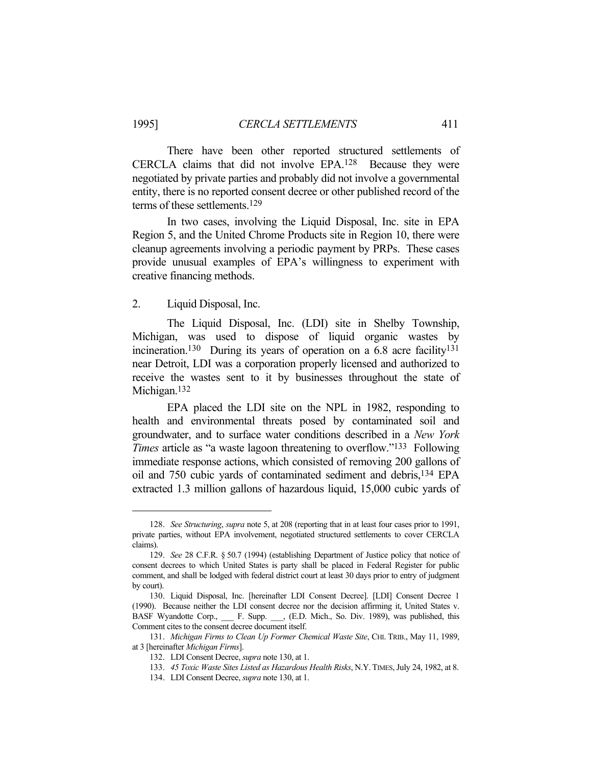There have been other reported structured settlements of CERCLA claims that did not involve EPA.[128] Because they were negotiated by private parties and probably did not involve a governmental entity, there is no reported consent decree or other published record of the terms of these settlements.[129]

In two cases, involving the Liquid Disposal, Inc. site in EPA Region 5, and the United Chrome Products site in Region 10, there were cleanup agreements involving a periodic payment by PRPs. These cases provide unusual examples of EPA's willingness to experiment with creative financing methods.

2. Liquid Disposal, Inc.

The Liquid Disposal, Inc. (LDI) site in Shelby Township, Michigan, was used to dispose of liquid organic wastes by incineration.[130] During its years of operation on a 6.8 acre facility[131] near Detroit, LDI was a corporation properly licensed and authorized to receive the wastes sent to it by businesses throughout the state of Michigan.[132]

EPA placed the LDI site on the NPL in 1982, responding to health and environmental threats posed by contaminated soil and groundwater, and to surface water conditions described in a *New York Times* article as "a waste lagoon threatening to overflow."[133] Following immediate response actions, which consisted of removing 200 gallons of oil and 750 cubic yards of contaminated sediment and debris,[134] EPA extracted 1.3 million gallons of hazardous liquid, 15,000 cubic yards of

---

128. *See Structuring*, *supra* note 5, at 208 (reporting that in at least four cases prior to 1991, private parties, without EPA involvement, negotiated structured settlements to cover CERCLA claims).

129. *See* 28 C.F.R. § 50.7 (1994) (establishing Department of Justice policy that notice of consent decrees to which United States is party shall be placed in Federal Register for public comment, and shall be lodged with federal district court at least 30 days prior to entry of judgment by court).

130. Liquid Disposal, Inc. [hereinafter LDI Consent Decree]. [LDI] Consent Decree 1 (1990). Because neither the LDI consent decree nor the decision affirming it, United States v. BASF Wyandotte Corp., ___ F. Supp. ___, (E.D. Mich., So. Div. 1989), was published, this Comment cites to the consent decree document itself.

131. *Michigan Firms to Clean Up Former Chemical Waste Site*, CHI. TRIB., May 11, 1989, at 3 [hereinafter *Michigan Firms*].

132. LDI Consent Decree, *supra* note 130, at 1.

133. *45 Toxic Waste Sites Listed as Hazardous Health Risks*, N.Y. TIMES, July 24, 1982, at 8.

134. LDI Consent Decree, *supra* note 130, at 1.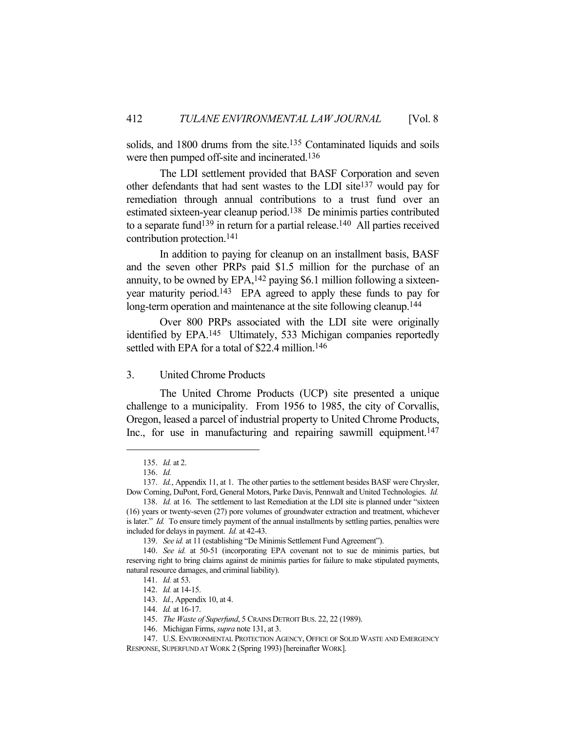solids, and 1800 drums from the site.[135] Contaminated liquids and soils were then pumped off-site and incinerated.[136]

The LDI settlement provided that BASF Corporation and seven other defendants that had sent wastes to the LDI site[137] would pay for remediation through annual contributions to a trust fund over an estimated sixteen-year cleanup period.[138] De minimis parties contributed to a separate fund[139] in return for a partial release.[140] All parties received contribution protection.[141]

In addition to paying for cleanup on an installment basis, BASF and the seven other PRPs paid $1.5 million for the purchase of an annuity, to be owned by EPA,[142] paying $6.1 million following a sixteen-year maturity period.[143] EPA agreed to apply these funds to pay for long-term operation and maintenance at the site following cleanup.[144]

Over 800 PRPs associated with the LDI site were originally identified by EPA.[145] Ultimately, 533 Michigan companies reportedly settled with EPA for a total of $22.4 million.[146]

### 3. United Chrome Products

The United Chrome Products (UCP) site presented a unique challenge to a municipality. From 1956 to 1985, the city of Corvallis, Oregon, leased a parcel of industrial property to United Chrome Products, Inc., for use in manufacturing and repairing sawmill equipment.[147]

---

135. *Id.* at 2.

136. *Id.*

137. *Id.*, Appendix 11, at 1. The other parties to the settlement besides BASF were Chrysler, Dow Corning, DuPont, Ford, General Motors, Parke Davis, Pennwalt and United Technologies. *Id.*

138. *Id.* at 16. The settlement to last Remediation at the LDI site is planned under "sixteen (16) years or twenty-seven (27) pore volumes of groundwater extraction and treatment, whichever is later." *Id.* To ensure timely payment of the annual installments by settling parties, penalties were included for delays in payment. *Id.* at 42-43.

139. *See id.* at 11 (establishing "De Minimis Settlement Fund Agreement").

140. *See id.* at 50-51 (incorporating EPA covenant not to sue de minimis parties, but reserving right to bring claims against de minimis parties for failure to make stipulated payments, natural resource damages, and criminal liability).

141. *Id.* at 53.

142. *Id.* at 14-15.

143. *Id.*, Appendix 10, at 4.

144. *Id.* at 16-17.

145. *The Waste of Superfund*, 5 CRAINS DETROIT BUS. 22, 22 (1989).

146. Michigan Firms, *supra* note 131, at 3.

147. U.S. ENVIRONMENTAL PROTECTION AGENCY, OFFICE OF SOLID WASTE AND EMERGENCY RESPONSE, SUPERFUND AT WORK 2 (Spring 1993) [hereinafter WORK].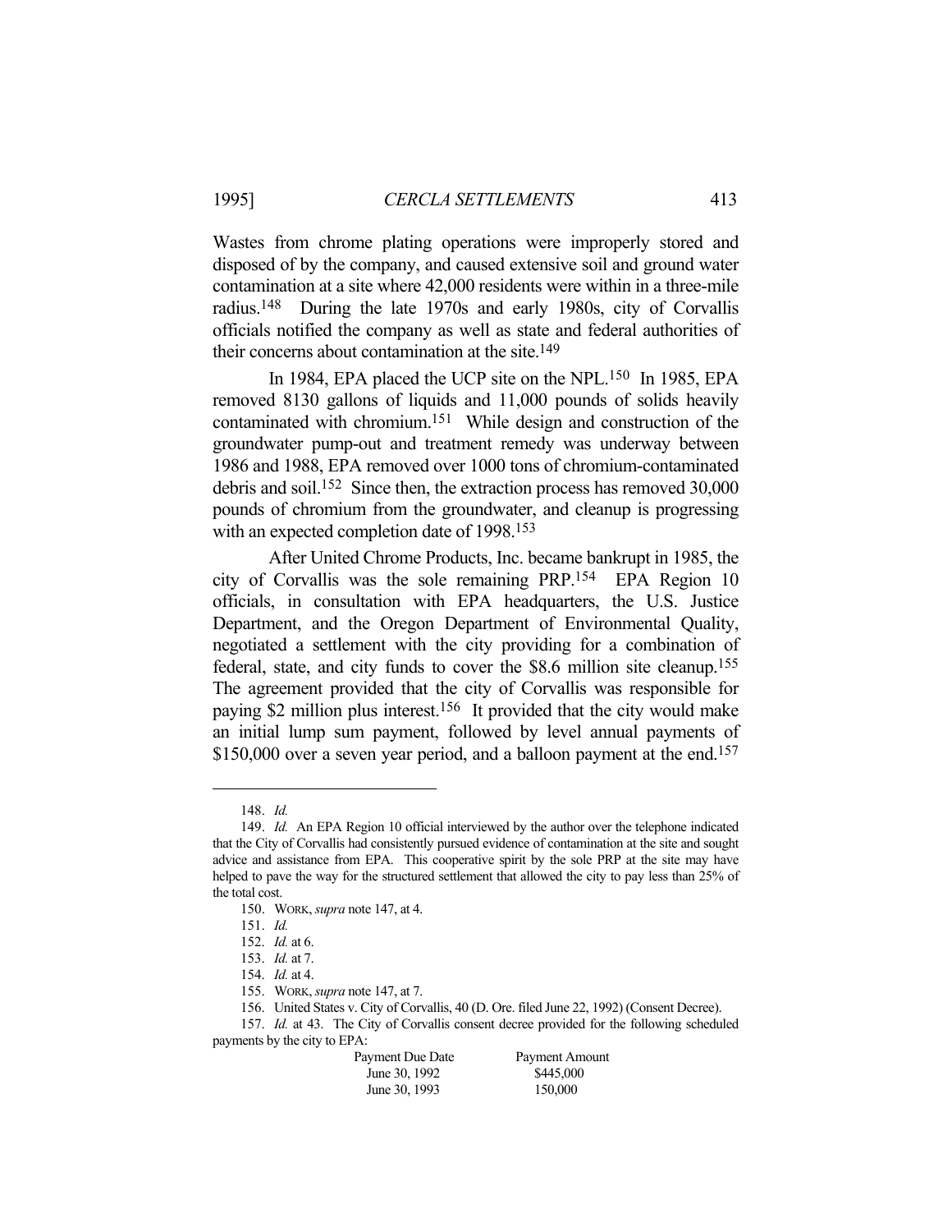Wastes from chrome plating operations were improperly stored and disposed of by the company, and caused extensive soil and ground water contamination at a site where 42,000 residents were within in a three-mile radius.[148] During the late 1970s and early 1980s, city of Corvallis officials notified the company as well as state and federal authorities of their concerns about contamination at the site.[149]

In 1984, EPA placed the UCP site on the NPL.[150] In 1985, EPA removed 8130 gallons of liquids and 11,000 pounds of solids heavily contaminated with chromium.[151] While design and construction of the groundwater pump-out and treatment remedy was underway between 1986 and 1988, EPA removed over 1000 tons of chromium-contaminated debris and soil.[152] Since then, the extraction process has removed 30,000 pounds of chromium from the groundwater, and cleanup is progressing with an expected completion date of 1998.[153]

After United Chrome Products, Inc. became bankrupt in 1985, the city of Corvallis was the sole remaining PRP.[154] EPA Region 10 officials, in consultation with EPA headquarters, the U.S. Justice Department, and the Oregon Department of Environmental Quality, negotiated a settlement with the city providing for a combination of federal, state, and city funds to cover the $8.6 million site cleanup.[155] The agreement provided that the city of Corvallis was responsible for paying $2 million plus interest.[156] It provided that the city would make an initial lump sum payment, followed by level annual payments of $150,000 over a seven year period, and a balloon payment at the end.[157]

---

148. *Id.*

149. *Id.* An EPA Region 10 official interviewed by the author over the telephone indicated that the City of Corvallis had consistently pursued evidence of contamination at the site and sought advice and assistance from EPA. This cooperative spirit by the sole PRP at the site may have helped to pave the way for the structured settlement that allowed the city to pay less than 25% of the total cost.

150. WORK, *supra* note 147, at 4.

151. *Id.*

152. *Id.* at 6.

153. *Id.* at 7.

154. *Id.* at 4.

155. WORK, *supra* note 147, at 7.

156. United States v. City of Corvallis, 40 (D. Ore. filed June 22, 1992) (Consent Decree).

157. *Id.* at 43. The City of Corvallis consent decree provided for the following scheduled payments by the city to EPA:

| Payment Due Date | Payment Amount |
|---|---|
| June 30, 1992 | $445,000 |
| June 30, 1993 | 150,000 |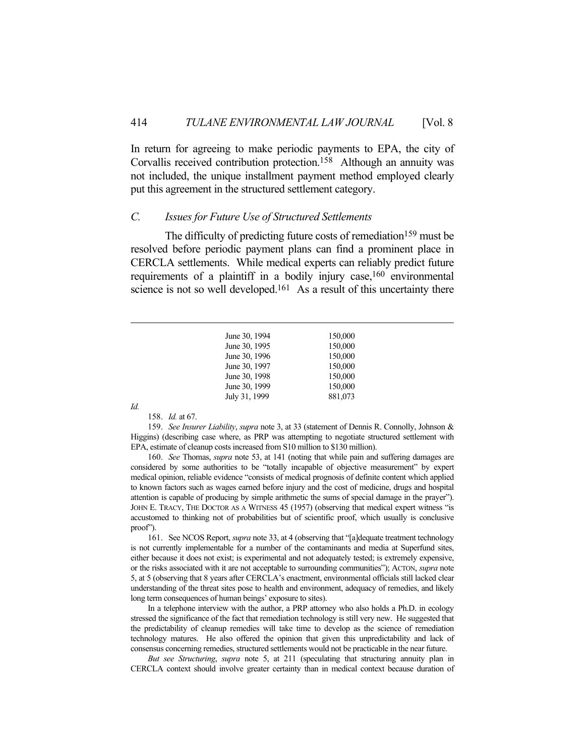In return for agreeing to make periodic payments to EPA, the city of Corvallis received contribution protection.[158] Although an annuity was not included, the unique installment payment method employed clearly put this agreement in the structured settlement category.

## *C. Issues for Future Use of Structured Settlements*

The difficulty of predicting future costs of remediation[159] must be resolved before periodic payment plans can find a prominent place in CERCLA settlements. While medical experts can reliably predict future requirements of a plaintiff in a bodily injury case,[160] environmental science is not so well developed.[161] As a result of this uncertainty there

---

| | |
|---|---|
| June 30, 1994 | 150,000 |
| June 30, 1995 | 150,000 |
| June 30, 1996 | 150,000 |
| June 30, 1997 | 150,000 |
| June 30, 1998 | 150,000 |
| June 30, 1999 | 150,000 |
| July 31, 1999 | 881,073 |

*Id.*

158. *Id.* at 67.

159. *See Insurer Liability*, *supra* note 3, at 33 (statement of Dennis R. Connolly, Johnson & Higgins) (describing case where, as PRP was attempting to negotiate structured settlement with EPA, estimate of cleanup costs increased from $10 million to $130 million).

160. *See* Thomas, *supra* note 53, at 141 (noting that while pain and suffering damages are considered by some authorities to be "totally incapable of objective measurement" by expert medical opinion, reliable evidence "consists of medical prognosis of definite content which applied to known factors such as wages earned before injury and the cost of medicine, drugs and hospital attention is capable of producing by simple arithmetic the sums of special damage in the prayer"). JOHN E. TRACY, THE DOCTOR AS A WITNESS 45 (1957) (observing that medical expert witness "is accustomed to thinking not of probabilities but of scientific proof, which usually is conclusive proof").

161. See NCOS Report, *supra* note 33, at 4 (observing that "[a]dequate treatment technology is not currently implementable for a number of the contaminants and media at Superfund sites, either because it does not exist; is experimental and not adequately tested; is extremely expensive, or the risks associated with it are not acceptable to surrounding communities"); ACTON, *supra* note 5, at 5 (observing that 8 years after CERCLA's enactment, environmental officials still lacked clear understanding of the threat sites pose to health and environment, adequacy of remedies, and likely long term consequences of human beings' exposure to sites).

In a telephone interview with the author, a PRP attorney who also holds a Ph.D. in ecology stressed the significance of the fact that remediation technology is still very new. He suggested that the predictability of cleanup remedies will take time to develop as the science of remediation technology matures. He also offered the opinion that given this unpredictability and lack of consensus concerning remedies, structured settlements would not be practicable in the near future.

*But see Structuring*, *supra* note 5, at 211 (speculating that structuring annuity plan in CERCLA context should involve greater certainty than in medical context because duration of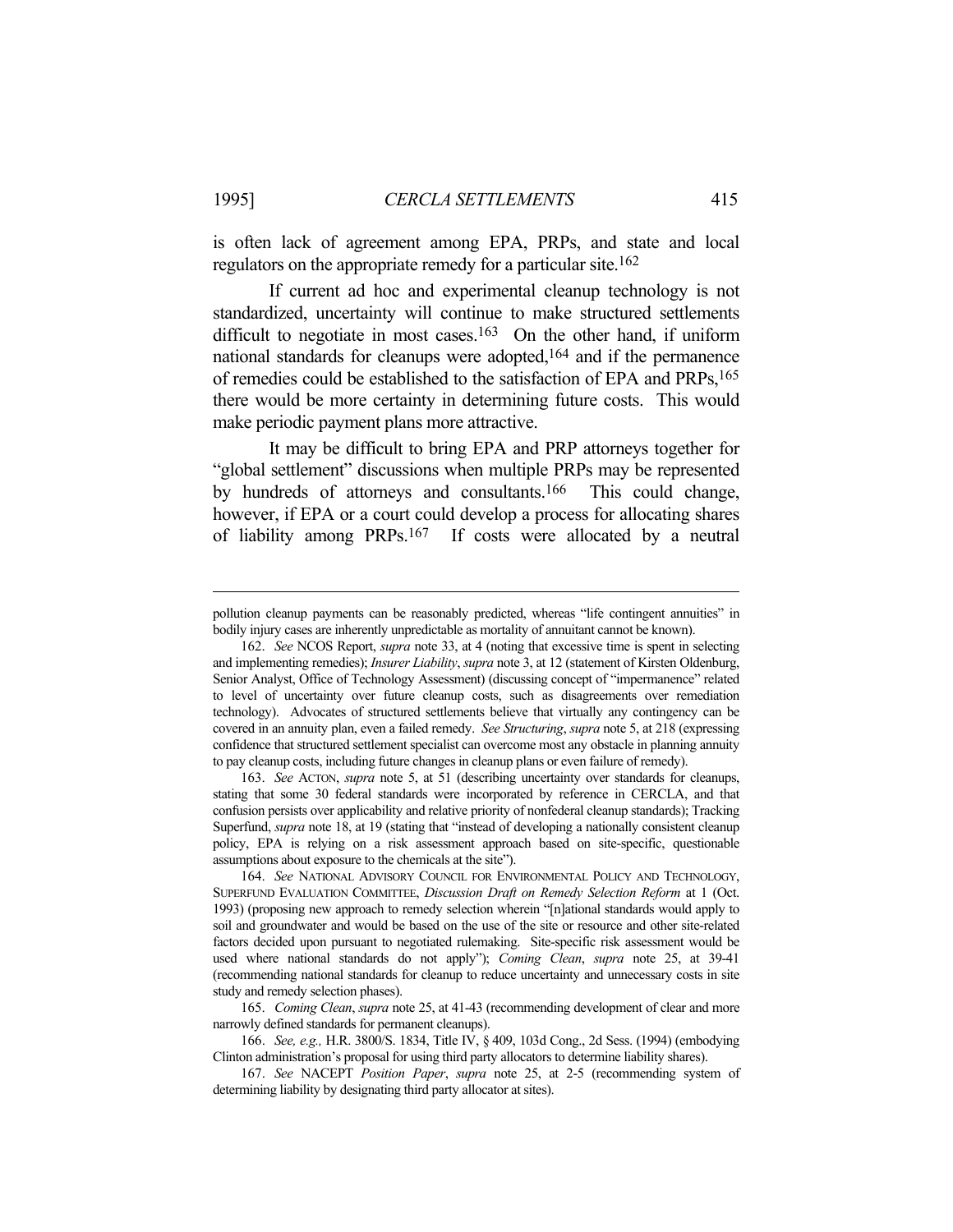is often lack of agreement among EPA, PRPs, and state and local regulators on the appropriate remedy for a particular site.[162]

If current ad hoc and experimental cleanup technology is not standardized, uncertainty will continue to make structured settlements difficult to negotiate in most cases.[163] On the other hand, if uniform national standards for cleanups were adopted,[164] and if the permanence of remedies could be established to the satisfaction of EPA and PRPs,[165] there would be more certainty in determining future costs. This would make periodic payment plans more attractive.

It may be difficult to bring EPA and PRP attorneys together for "global settlement" discussions when multiple PRPs may be represented by hundreds of attorneys and consultants.[166] This could change, however, if EPA or a court could develop a process for allocating shares of liability among PRPs.[167] If costs were allocated by a neutral

---

pollution cleanup payments can be reasonably predicted, whereas "life contingent annuities" in bodily injury cases are inherently unpredictable as mortality of annuitant cannot be known).

162. *See* NCOS Report, *supra* note 33, at 4 (noting that excessive time is spent in selecting and implementing remedies); *Insurer Liability*, *supra* note 3, at 12 (statement of Kirsten Oldenburg, Senior Analyst, Office of Technology Assessment) (discussing concept of "impermanence" related to level of uncertainty over future cleanup costs, such as disagreements over remediation technology). Advocates of structured settlements believe that virtually any contingency can be covered in an annuity plan, even a failed remedy. *See Structuring*, *supra* note 5, at 218 (expressing confidence that structured settlement specialist can overcome most any obstacle in planning annuity to pay cleanup costs, including future changes in cleanup plans or even failure of remedy).

163. *See* ACTON, *supra* note 5, at 51 (describing uncertainty over standards for cleanups, stating that some 30 federal standards were incorporated by reference in CERCLA, and that confusion persists over applicability and relative priority of nonfederal cleanup standards); Tracking Superfund, *supra* note 18, at 19 (stating that "instead of developing a nationally consistent cleanup policy, EPA is relying on a risk assessment approach based on site-specific, questionable assumptions about exposure to the chemicals at the site").

164. *See* NATIONAL ADVISORY COUNCIL FOR ENVIRONMENTAL POLICY AND TECHNOLOGY, SUPERFUND EVALUATION COMMITTEE, *Discussion Draft on Remedy Selection Reform* at 1 (Oct. 1993) (proposing new approach to remedy selection wherein "[n]ational standards would apply to soil and groundwater and would be based on the use of the site or resource and other site-related factors decided upon pursuant to negotiated rulemaking. Site-specific risk assessment would be used where national standards do not apply"); *Coming Clean*, *supra* note 25, at 39-41 (recommending national standards for cleanup to reduce uncertainty and unnecessary costs in site study and remedy selection phases).

165. *Coming Clean*, *supra* note 25, at 41-43 (recommending development of clear and more narrowly defined standards for permanent cleanups).

166. *See, e.g.,* H.R. 3800/S. 1834, Title IV, § 409, 103d Cong., 2d Sess. (1994) (embodying Clinton administration's proposal for using third party allocators to determine liability shares).

167. *See* NACEPT *Position Paper*, *supra* note 25, at 2-5 (recommending system of determining liability by designating third party allocator at sites).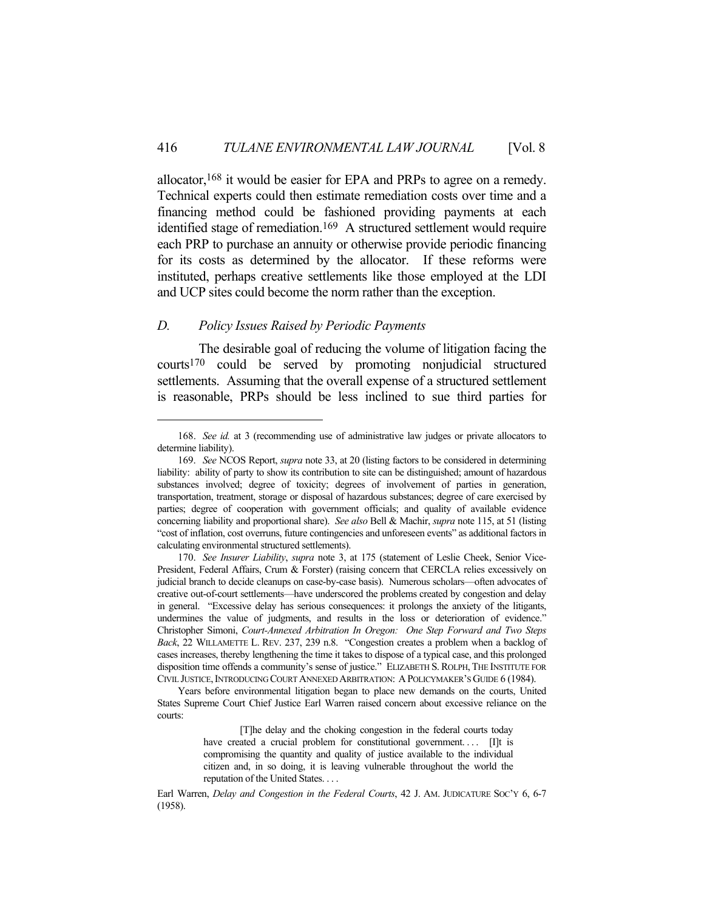allocator,[168] it would be easier for EPA and PRPs to agree on a remedy. Technical experts could then estimate remediation costs over time and a financing method could be fashioned providing payments at each identified stage of remediation.[169] A structured settlement would require each PRP to purchase an annuity or otherwise provide periodic financing for its costs as determined by the allocator. If these reforms were instituted, perhaps creative settlements like those employed at the LDI and UCP sites could become the norm rather than the exception.

### *D. Policy Issues Raised by Periodic Payments*

The desirable goal of reducing the volume of litigation facing the courts[170] could be served by promoting nonjudicial structured settlements. Assuming that the overall expense of a structured settlement is reasonable, PRPs should be less inclined to sue third parties for

---

168. *See id.* at 3 (recommending use of administrative law judges or private allocators to determine liability).

169. *See* NCOS Report, *supra* note 33, at 20 (listing factors to be considered in determining liability: ability of party to show its contribution to site can be distinguished; amount of hazardous substances involved; degree of toxicity; degrees of involvement of parties in generation, transportation, treatment, storage or disposal of hazardous substances; degree of care exercised by parties; degree of cooperation with government officials; and quality of available evidence concerning liability and proportional share). *See also* Bell & Machir, *supra* note 115, at 51 (listing "cost of inflation, cost overruns, future contingencies and unforeseen events" as additional factors in calculating environmental structured settlements).

170. *See Insurer Liability*, *supra* note 3, at 175 (statement of Leslie Cheek, Senior Vice-President, Federal Affairs, Crum & Forster) (raising concern that CERCLA relies excessively on judicial branch to decide cleanups on case-by-case basis). Numerous scholars—often advocates of creative out-of-court settlements—have underscored the problems created by congestion and delay in general. "Excessive delay has serious consequences: it prolongs the anxiety of the litigants, undermines the value of judgments, and results in the loss or deterioration of evidence." Christopher Simoni, *Court-Annexed Arbitration In Oregon: One Step Forward and Two Steps Back*, 22 WILLAMETTE L. REV. 237, 239 n.8. "Congestion creates a problem when a backlog of cases increases, thereby lengthening the time it takes to dispose of a typical case, and this prolonged disposition time offends a community's sense of justice." ELIZABETH S. ROLPH, THE INSTITUTE FOR CIVIL JUSTICE, INTRODUCING COURT ANNEXED ARBITRATION: A POLICYMAKER'S GUIDE 6 (1984).

Years before environmental litigation began to place new demands on the courts, United States Supreme Court Chief Justice Earl Warren raised concern about excessive reliance on the courts:

> [T]he delay and the choking congestion in the federal courts today have created a crucial problem for constitutional government. . . . [I]t is compromising the quantity and quality of justice available to the individual citizen and, in so doing, it is leaving vulnerable throughout the world the reputation of the United States. . . .

Earl Warren, *Delay and Congestion in the Federal Courts*, 42 J. AM. JUDICATURE SOC'Y 6, 6-7 (1958).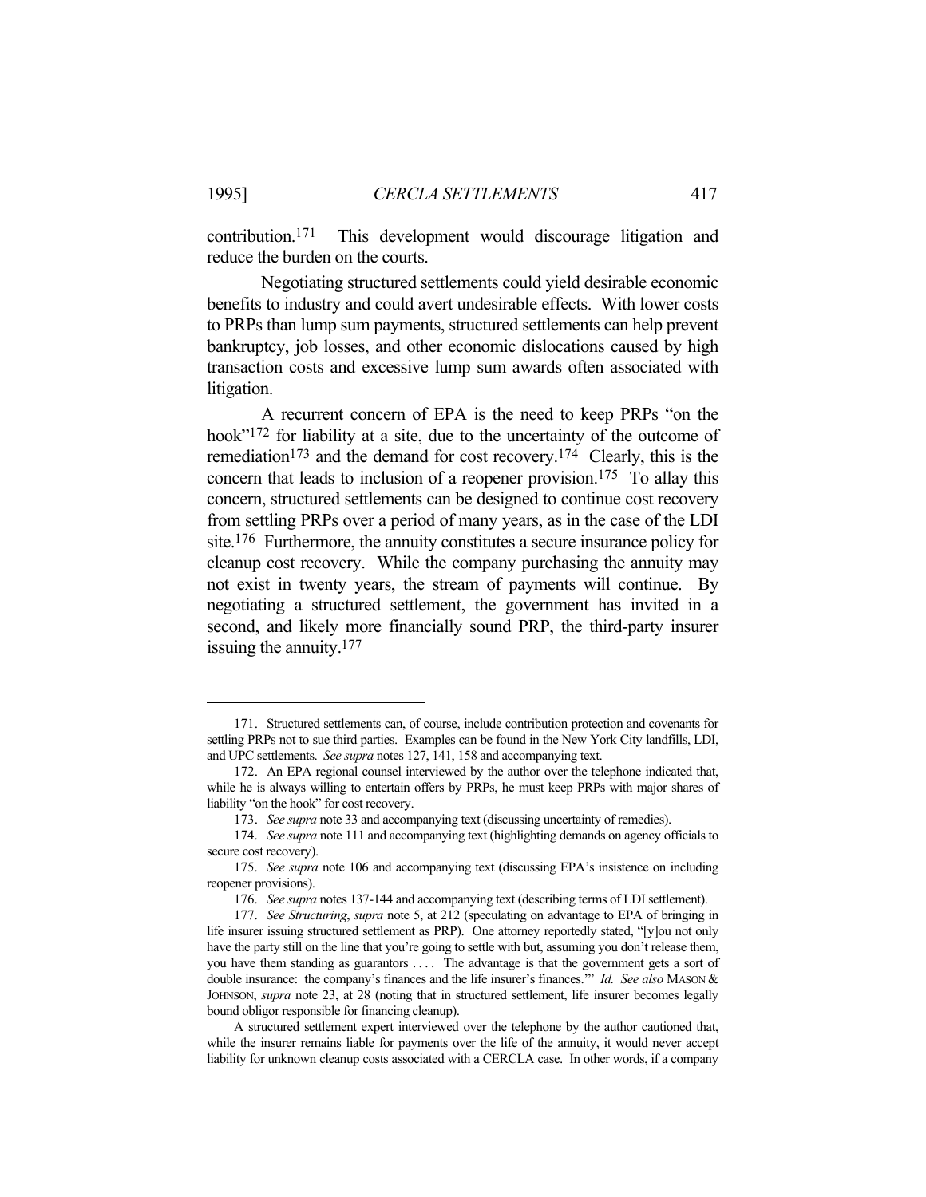contribution.[171] This development would discourage litigation and reduce the burden on the courts.

Negotiating structured settlements could yield desirable economic benefits to industry and could avert undesirable effects. With lower costs to PRPs than lump sum payments, structured settlements can help prevent bankruptcy, job losses, and other economic dislocations caused by high transaction costs and excessive lump sum awards often associated with litigation.

A recurrent concern of EPA is the need to keep PRPs "on the hook"[172] for liability at a site, due to the uncertainty of the outcome of remediation[173] and the demand for cost recovery.[174] Clearly, this is the concern that leads to inclusion of a reopener provision.[175] To allay this concern, structured settlements can be designed to continue cost recovery from settling PRPs over a period of many years, as in the case of the LDI site.[176] Furthermore, the annuity constitutes a secure insurance policy for cleanup cost recovery. While the company purchasing the annuity may not exist in twenty years, the stream of payments will continue. By negotiating a structured settlement, the government has invited in a second, and likely more financially sound PRP, the third-party insurer issuing the annuity.[177]

---

171. Structured settlements can, of course, include contribution protection and covenants for settling PRPs not to sue third parties. Examples can be found in the New York City landfills, LDI, and UPC settlements. *See supra* notes 127, 141, 158 and accompanying text.

172. An EPA regional counsel interviewed by the author over the telephone indicated that, while he is always willing to entertain offers by PRPs, he must keep PRPs with major shares of liability "on the hook" for cost recovery.

173. *See supra* note 33 and accompanying text (discussing uncertainty of remedies).

174. *See supra* note 111 and accompanying text (highlighting demands on agency officials to secure cost recovery).

175. *See supra* note 106 and accompanying text (discussing EPA's insistence on including reopener provisions).

176. *See supra* notes 137-144 and accompanying text (describing terms of LDI settlement).

177. *See Structuring*, *supra* note 5, at 212 (speculating on advantage to EPA of bringing in life insurer issuing structured settlement as PRP). One attorney reportedly stated, "[y]ou not only have the party still on the line that you're going to settle with but, assuming you don't release them, you have them standing as guarantors . . . . The advantage is that the government gets a sort of double insurance: the company's finances and the life insurer's finances.'" *Id. See also* MASON & JOHNSON, *supra* note 23, at 28 (noting that in structured settlement, life insurer becomes legally bound obligor responsible for financing cleanup).

A structured settlement expert interviewed over the telephone by the author cautioned that, while the insurer remains liable for payments over the life of the annuity, it would never accept liability for unknown cleanup costs associated with a CERCLA case. In other words, if a company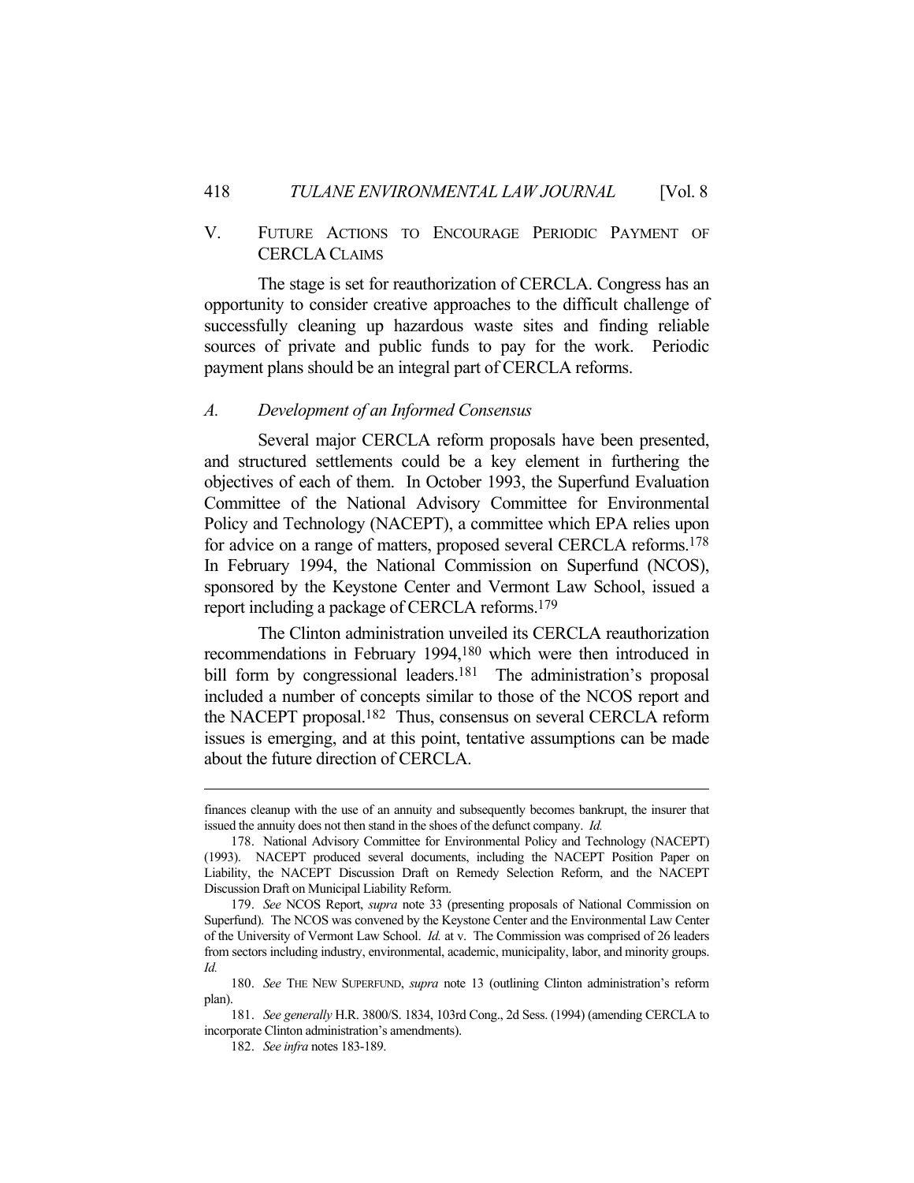## V. FUTURE ACTIONS TO ENCOURAGE PERIODIC PAYMENT OF CERCLA CLAIMS

The stage is set for reauthorization of CERCLA. Congress has an opportunity to consider creative approaches to the difficult challenge of successfully cleaning up hazardous waste sites and finding reliable sources of private and public funds to pay for the work. Periodic payment plans should be an integral part of CERCLA reforms.

### *A. Development of an Informed Consensus*

Several major CERCLA reform proposals have been presented, and structured settlements could be a key element in furthering the objectives of each of them. In October 1993, the Superfund Evaluation Committee of the National Advisory Committee for Environmental Policy and Technology (NACEPT), a committee which EPA relies upon for advice on a range of matters, proposed several CERCLA reforms.[178] In February 1994, the National Commission on Superfund (NCOS), sponsored by the Keystone Center and Vermont Law School, issued a report including a package of CERCLA reforms.[179]

The Clinton administration unveiled its CERCLA reauthorization recommendations in February 1994,[180] which were then introduced in bill form by congressional leaders.[181] The administration's proposal included a number of concepts similar to those of the NCOS report and the NACEPT proposal.[182] Thus, consensus on several CERCLA reform issues is emerging, and at this point, tentative assumptions can be made about the future direction of CERCLA.

---

finances cleanup with the use of an annuity and subsequently becomes bankrupt, the insurer that issued the annuity does not then stand in the shoes of the defunct company. *Id.*

178. National Advisory Committee for Environmental Policy and Technology (NACEPT) (1993). NACEPT produced several documents, including the NACEPT Position Paper on Liability, the NACEPT Discussion Draft on Remedy Selection Reform, and the NACEPT Discussion Draft on Municipal Liability Reform.

179. *See* NCOS Report, *supra* note 33 (presenting proposals of National Commission on Superfund). The NCOS was convened by the Keystone Center and the Environmental Law Center of the University of Vermont Law School. *Id.* at v. The Commission was comprised of 26 leaders from sectors including industry, environmental, academic, municipality, labor, and minority groups. *Id.*

180. *See* THE NEW SUPERFUND, *supra* note 13 (outlining Clinton administration's reform plan).

181. *See generally* H.R. 3800/S. 1834, 103rd Cong., 2d Sess. (1994) (amending CERCLA to incorporate Clinton administration's amendments).

182. *See infra* notes 183-189.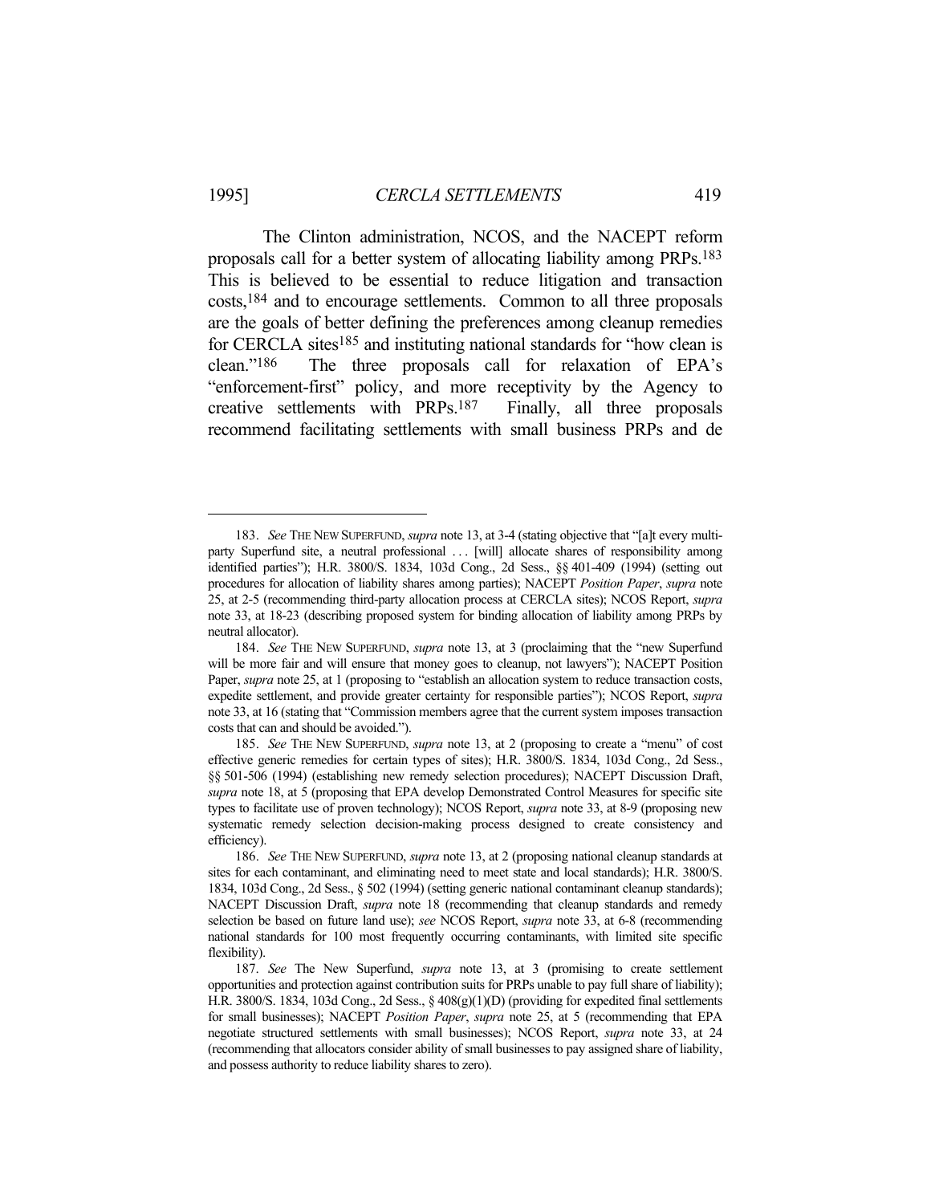The Clinton administration, NCOS, and the NACEPT reform proposals call for a better system of allocating liability among PRPs.[183] This is believed to be essential to reduce litigation and transaction costs,[184] and to encourage settlements. Common to all three proposals are the goals of better defining the preferences among cleanup remedies for CERCLA sites[185] and instituting national standards for "how clean is clean."[186] The three proposals call for relaxation of EPA's "enforcement-first" policy, and more receptivity by the Agency to creative settlements with PRPs.[187] Finally, all three proposals recommend facilitating settlements with small business PRPs and de

---

183. *See* THE NEW SUPERFUND, *supra* note 13, at 3-4 (stating objective that "[a]t every multi-party Superfund site, a neutral professional . . . [will] allocate shares of responsibility among identified parties"); H.R. 3800/S. 1834, 103d Cong., 2d Sess., §§ 401-409 (1994) (setting out procedures for allocation of liability shares among parties); NACEPT *Position Paper*, *supra* note 25, at 2-5 (recommending third-party allocation process at CERCLA sites); NCOS Report, *supra* note 33, at 18-23 (describing proposed system for binding allocation of liability among PRPs by neutral allocator).

184. *See* THE NEW SUPERFUND, *supra* note 13, at 3 (proclaiming that the "new Superfund will be more fair and will ensure that money goes to cleanup, not lawyers"); NACEPT Position Paper, *supra* note 25, at 1 (proposing to "establish an allocation system to reduce transaction costs, expedite settlement, and provide greater certainty for responsible parties"); NCOS Report, *supra* note 33, at 16 (stating that "Commission members agree that the current system imposes transaction costs that can and should be avoided.").

185. *See* THE NEW SUPERFUND, *supra* note 13, at 2 (proposing to create a "menu" of cost effective generic remedies for certain types of sites); H.R. 3800/S. 1834, 103d Cong., 2d Sess., §§ 501-506 (1994) (establishing new remedy selection procedures); NACEPT Discussion Draft, *supra* note 18, at 5 (proposing that EPA develop Demonstrated Control Measures for specific site types to facilitate use of proven technology); NCOS Report, *supra* note 33, at 8-9 (proposing new systematic remedy selection decision-making process designed to create consistency and efficiency).

186. *See* THE NEW SUPERFUND, *supra* note 13, at 2 (proposing national cleanup standards at sites for each contaminant, and eliminating need to meet state and local standards); H.R. 3800/S. 1834, 103d Cong., 2d Sess., § 502 (1994) (setting generic national contaminant cleanup standards); NACEPT Discussion Draft, *supra* note 18 (recommending that cleanup standards and remedy selection be based on future land use); *see* NCOS Report, *supra* note 33, at 6-8 (recommending national standards for 100 most frequently occurring contaminants, with limited site specific flexibility).

187. *See* The New Superfund, *supra* note 13, at 3 (promising to create settlement opportunities and protection against contribution suits for PRPs unable to pay full share of liability); H.R. 3800/S. 1834, 103d Cong., 2d Sess., § 408(g)(1)(D) (providing for expedited final settlements for small businesses); NACEPT *Position Paper*, *supra* note 25, at 5 (recommending that EPA negotiate structured settlements with small businesses); NCOS Report, *supra* note 33, at 24 (recommending that allocators consider ability of small businesses to pay assigned share of liability, and possess authority to reduce liability shares to zero).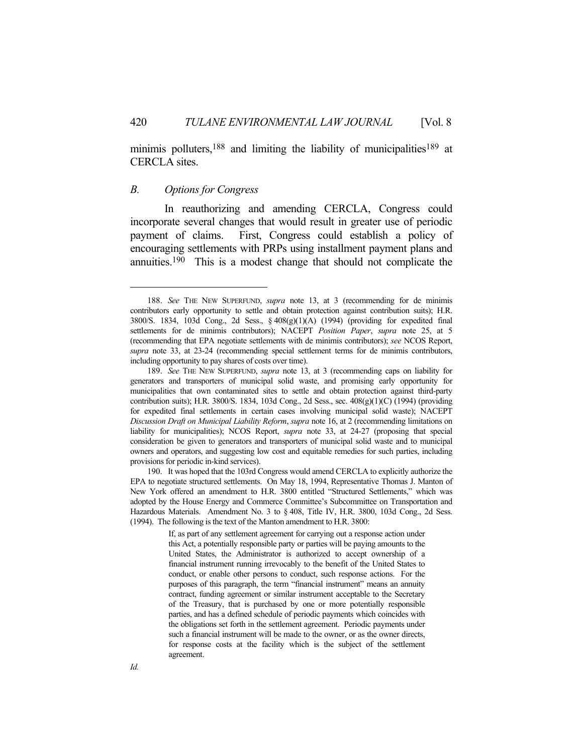minimis polluters,[188] and limiting the liability of municipalities[189] at CERCLA sites.

### *B. Options for Congress*

In reauthorizing and amending CERCLA, Congress could incorporate several changes that would result in greater use of periodic payment of claims. First, Congress could establish a policy of encouraging settlements with PRPs using installment payment plans and annuities.[190] This is a modest change that should not complicate the

---

188. *See* THE NEW SUPERFUND, *supra* note 13, at 3 (recommending for de minimis contributors early opportunity to settle and obtain protection against contribution suits); H.R. 3800/S. 1834, 103d Cong., 2d Sess., § 408(g)(1)(A) (1994) (providing for expedited final settlements for de minimis contributors); NACEPT *Position Paper*, *supra* note 25, at 5 (recommending that EPA negotiate settlements with de minimis contributors); *see* NCOS Report, *supra* note 33, at 23-24 (recommending special settlement terms for de minimis contributors, including opportunity to pay shares of costs over time).

189. *See* THE NEW SUPERFUND, *supra* note 13, at 3 (recommending caps on liability for generators and transporters of municipal solid waste, and promising early opportunity for municipalities that own contaminated sites to settle and obtain protection against third-party contribution suits); H.R. 3800/S. 1834, 103d Cong., 2d Sess., sec. 408(g)(1)(C) (1994) (providing for expedited final settlements in certain cases involving municipal solid waste); NACEPT *Discussion Draft on Municipal Liability Reform*, *supra* note 16, at 2 (recommending limitations on liability for municipalities); NCOS Report, *supra* note 33, at 24-27 (proposing that special consideration be given to generators and transporters of municipal solid waste and to municipal owners and operators, and suggesting low cost and equitable remedies for such parties, including provisions for periodic in-kind services).

190. It was hoped that the 103rd Congress would amend CERCLA to explicitly authorize the EPA to negotiate structured settlements. On May 18, 1994, Representative Thomas J. Manton of New York offered an amendment to H.R. 3800 entitled "Structured Settlements," which was adopted by the House Energy and Commerce Committee's Subcommittee on Transportation and Hazardous Materials. Amendment No. 3 to § 408, Title IV, H.R. 3800, 103d Cong., 2d Sess. (1994). The following is the text of the Manton amendment to H.R. 3800:

> If, as part of any settlement agreement for carrying out a response action under this Act, a potentially responsible party or parties will be paying amounts to the United States, the Administrator is authorized to accept ownership of a financial instrument running irrevocably to the benefit of the United States to conduct, or enable other persons to conduct, such response actions. For the purposes of this paragraph, the term "financial instrument" means an annuity contract, funding agreement or similar instrument acceptable to the Secretary of the Treasury, that is purchased by one or more potentially responsible parties, and has a defined schedule of periodic payments which coincides with the obligations set forth in the settlement agreement. Periodic payments under such a financial instrument will be made to the owner, or as the owner directs, for response costs at the facility which is the subject of the settlement agreement.

*Id.*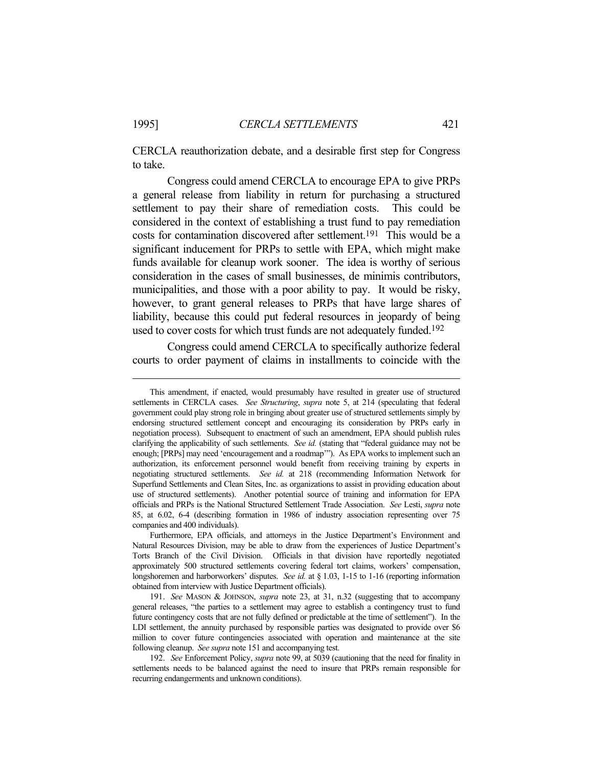CERCLA reauthorization debate, and a desirable first step for Congress to take.

Congress could amend CERCLA to encourage EPA to give PRPs a general release from liability in return for purchasing a structured settlement to pay their share of remediation costs. This could be considered in the context of establishing a trust fund to pay remediation costs for contamination discovered after settlement.[191] This would be a significant inducement for PRPs to settle with EPA, which might make funds available for cleanup work sooner. The idea is worthy of serious consideration in the cases of small businesses, de minimis contributors, municipalities, and those with a poor ability to pay. It would be risky, however, to grant general releases to PRPs that have large shares of liability, because this could put federal resources in jeopardy of being used to cover costs for which trust funds are not adequately funded.[192]

Congress could amend CERCLA to specifically authorize federal courts to order payment of claims in installments to coincide with the

---

This amendment, if enacted, would presumably have resulted in greater use of structured settlements in CERCLA cases. *See Structuring*, *supra* note 5, at 214 (speculating that federal government could play strong role in bringing about greater use of structured settlements simply by endorsing structured settlement concept and encouraging its consideration by PRPs early in negotiation process). Subsequent to enactment of such an amendment, EPA should publish rules clarifying the applicability of such settlements. *See id.* (stating that "federal guidance may not be enough; [PRPs] may need 'encouragement and a roadmap'"). As EPA works to implement such an authorization, its enforcement personnel would benefit from receiving training by experts in negotiating structured settlements. *See id.* at 218 (recommending Information Network for Superfund Settlements and Clean Sites, Inc. as organizations to assist in providing education about use of structured settlements). Another potential source of training and information for EPA officials and PRPs is the National Structured Settlement Trade Association. *See* Lesti, *supra* note 85, at 6.02, 6-4 (describing formation in 1986 of industry association representing over 75 companies and 400 individuals).

Furthermore, EPA officials, and attorneys in the Justice Department's Environment and Natural Resources Division, may be able to draw from the experiences of Justice Department's Torts Branch of the Civil Division. Officials in that division have reportedly negotiated approximately 500 structured settlements covering federal tort claims, workers' compensation, longshoremen and harborworkers' disputes. *See id.* at § 1.03, 1-15 to 1-16 (reporting information obtained from interview with Justice Department officials).

191. *See* MASON & JOHNSON, *supra* note 23, at 31, n.32 (suggesting that to accompany general releases, "the parties to a settlement may agree to establish a contingency trust to fund future contingency costs that are not fully defined or predictable at the time of settlement"). In the LDI settlement, the annuity purchased by responsible parties was designated to provide over $6 million to cover future contingencies associated with operation and maintenance at the site following cleanup. *See supra* note 151 and accompanying test.

192. *See* Enforcement Policy, *supra* note 99, at 5039 (cautioning that the need for finality in settlements needs to be balanced against the need to insure that PRPs remain responsible for recurring endangerments and unknown conditions).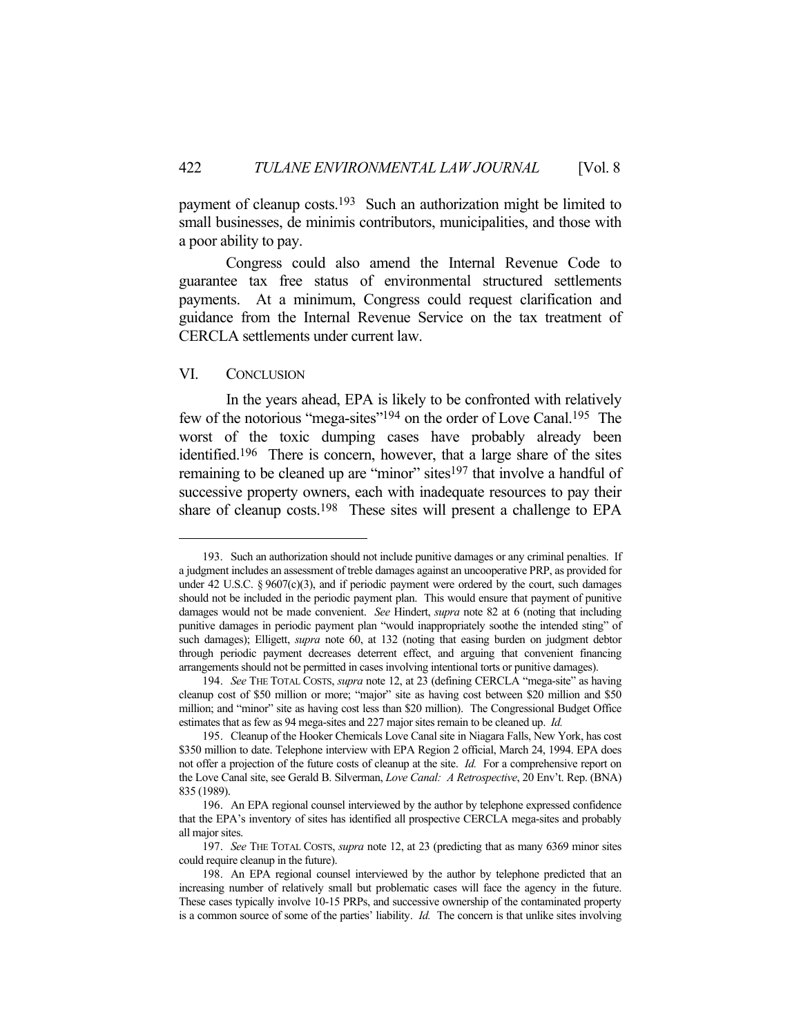payment of cleanup costs.[193] Such an authorization might be limited to small businesses, de minimis contributors, municipalities, and those with a poor ability to pay.

Congress could also amend the Internal Revenue Code to guarantee tax free status of environmental structured settlements payments. At a minimum, Congress could request clarification and guidance from the Internal Revenue Service on the tax treatment of CERCLA settlements under current law.

## VI. CONCLUSION

In the years ahead, EPA is likely to be confronted with relatively few of the notorious "mega-sites"[194] on the order of Love Canal.[195] The worst of the toxic dumping cases have probably already been identified.[196] There is concern, however, that a large share of the sites remaining to be cleaned up are "minor" sites[197] that involve a handful of successive property owners, each with inadequate resources to pay their share of cleanup costs.[198] These sites will present a challenge to EPA

---

193. Such an authorization should not include punitive damages or any criminal penalties. If a judgment includes an assessment of treble damages against an uncooperative PRP, as provided for under 42 U.S.C. § 9607(c)(3), and if periodic payment were ordered by the court, such damages should not be included in the periodic payment plan. This would ensure that payment of punitive damages would not be made convenient. *See* Hindert, *supra* note 82 at 6 (noting that including punitive damages in periodic payment plan "would inappropriately soothe the intended sting" of such damages); Elligett, *supra* note 60, at 132 (noting that easing burden on judgment debtor through periodic payment decreases deterrent effect, and arguing that convenient financing arrangements should not be permitted in cases involving intentional torts or punitive damages).

194. *See* THE TOTAL COSTS, *supra* note 12, at 23 (defining CERCLA "mega-site" as having cleanup cost of $50 million or more; "major" site as having cost between $20 million and $50 million; and "minor" site as having cost less than $20 million). The Congressional Budget Office estimates that as few as 94 mega-sites and 227 major sites remain to be cleaned up. *Id.*

195. Cleanup of the Hooker Chemicals Love Canal site in Niagara Falls, New York, has cost $350 million to date. Telephone interview with EPA Region 2 official, March 24, 1994. EPA does not offer a projection of the future costs of cleanup at the site. *Id.* For a comprehensive report on the Love Canal site, see Gerald B. Silverman, *Love Canal: A Retrospective*, 20 Env't. Rep. (BNA) 835 (1989).

196. An EPA regional counsel interviewed by the author by telephone expressed confidence that the EPA's inventory of sites has identified all prospective CERCLA mega-sites and probably all major sites.

197. *See* THE TOTAL COSTS, *supra* note 12, at 23 (predicting that as many 6369 minor sites could require cleanup in the future).

198. An EPA regional counsel interviewed by the author by telephone predicted that an increasing number of relatively small but problematic cases will face the agency in the future. These cases typically involve 10-15 PRPs, and successive ownership of the contaminated property is a common source of some of the parties' liability. *Id.* The concern is that unlike sites involving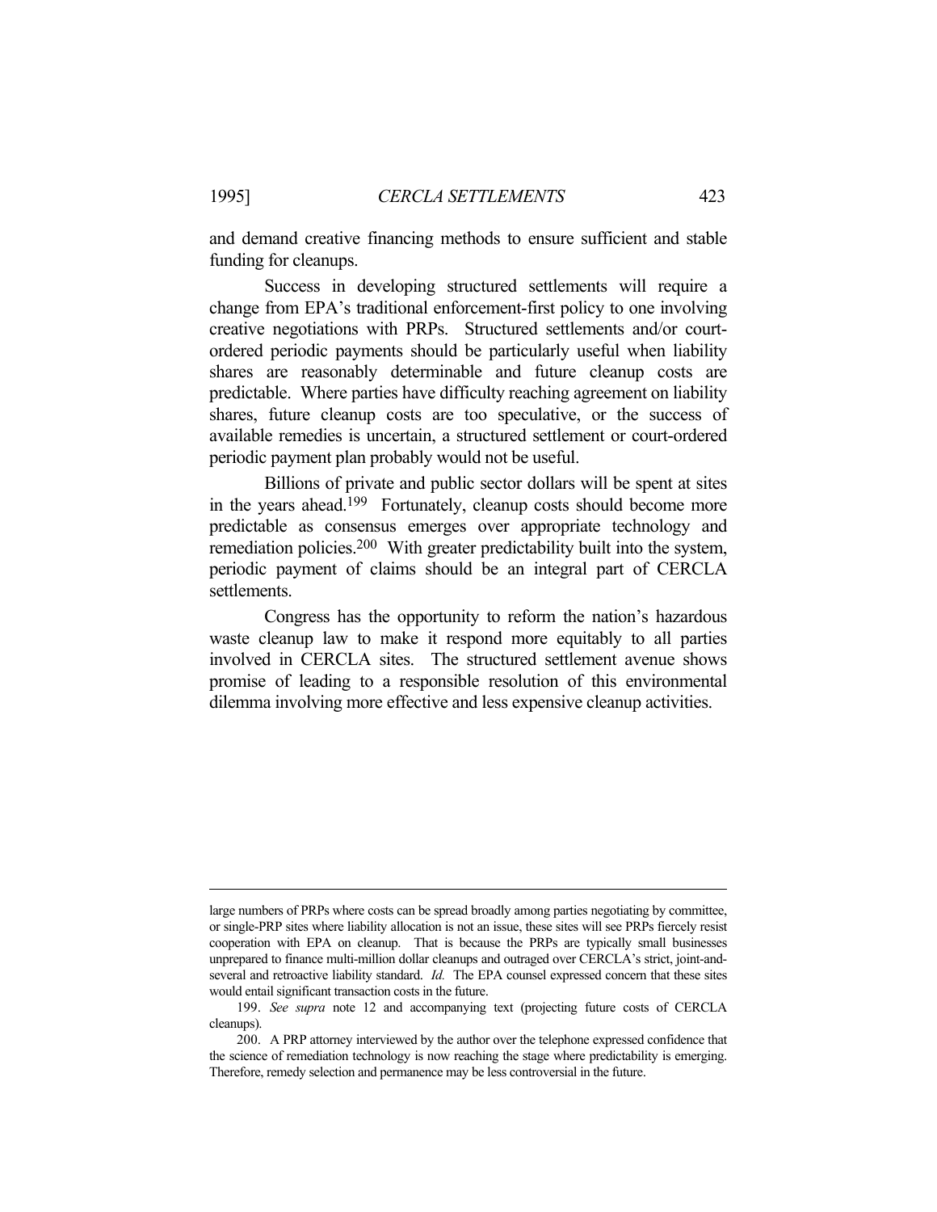and demand creative financing methods to ensure sufficient and stable funding for cleanups.

Success in developing structured settlements will require a change from EPA's traditional enforcement-first policy to one involving creative negotiations with PRPs. Structured settlements and/or court-ordered periodic payments should be particularly useful when liability shares are reasonably determinable and future cleanup costs are predictable. Where parties have difficulty reaching agreement on liability shares, future cleanup costs are too speculative, or the success of available remedies is uncertain, a structured settlement or court-ordered periodic payment plan probably would not be useful.

Billions of private and public sector dollars will be spent at sites in the years ahead.[199] Fortunately, cleanup costs should become more predictable as consensus emerges over appropriate technology and remediation policies.[200] With greater predictability built into the system, periodic payment of claims should be an integral part of CERCLA settlements.

Congress has the opportunity to reform the nation's hazardous waste cleanup law to make it respond more equitably to all parties involved in CERCLA sites. The structured settlement avenue shows promise of leading to a responsible resolution of this environmental dilemma involving more effective and less expensive cleanup activities.

---

large numbers of PRPs where costs can be spread broadly among parties negotiating by committee, or single-PRP sites where liability allocation is not an issue, these sites will see PRPs fiercely resist cooperation with EPA on cleanup. That is because the PRPs are typically small businesses unprepared to finance multi-million dollar cleanups and outraged over CERCLA's strict, joint-and-several and retroactive liability standard. *Id.* The EPA counsel expressed concern that these sites would entail significant transaction costs in the future.

199. *See supra* note 12 and accompanying text (projecting future costs of CERCLA cleanups).

200. A PRP attorney interviewed by the author over the telephone expressed confidence that the science of remediation technology is now reaching the stage where predictability is emerging. Therefore, remedy selection and permanence may be less controversial in the future.